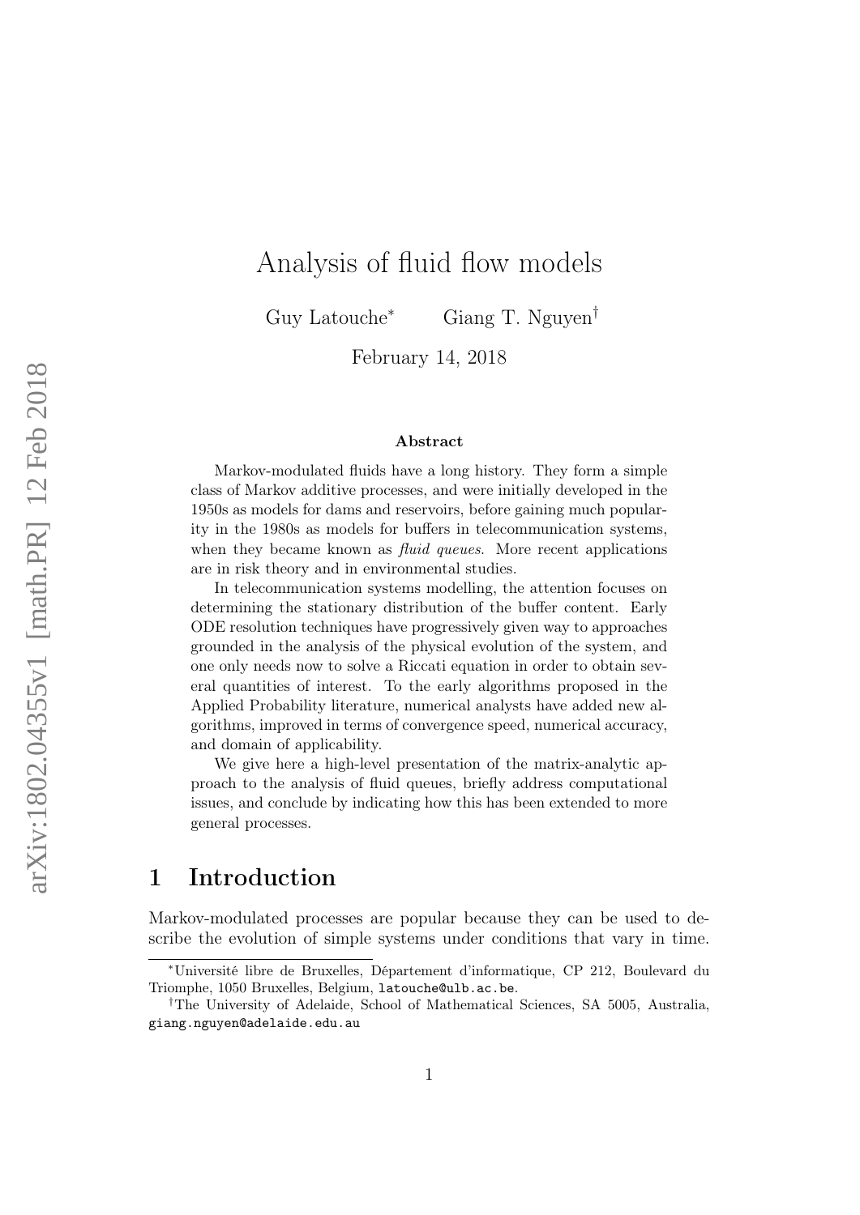# Analysis of fluid flow models

Guy Latouche* Giang T. Nguyen†

February 14, 2018

### Abstract

Markov-modulated fluids have a long history. They form a simple class of Markov additive processes, and were initially developed in the 1950s as models for dams and reservoirs, before gaining much popularity in the 1980s as models for buffers in telecommunication systems, when they became known as *fluid queues*. More recent applications are in risk theory and in environmental studies.

In telecommunication systems modelling, the attention focuses on determining the stationary distribution of the buffer content. Early ODE resolution techniques have progressively given way to approaches grounded in the analysis of the physical evolution of the system, and one only needs now to solve a Riccati equation in order to obtain several quantities of interest. To the early algorithms proposed in the Applied Probability literature, numerical analysts have added new algorithms, improved in terms of convergence speed, numerical accuracy, and domain of applicability.

We give here a high-level presentation of the matrix-analytic approach to the analysis of fluid queues, briefly address computational issues, and conclude by indicating how this has been extended to more general processes.

## 1 Introduction

Markov-modulated processes are popular because they can be used to describe the evolution of simple systems under conditions that vary in time.

---

*Université libre de Bruxelles, Département d'informatique, CP 212, Boulevard du Triomphe, 1050 Bruxelles, Belgium, latouche@ulb.ac.be.

†The University of Adelaide, School of Mathematical Sciences, SA 5005, Australia, giang.nguyen@adelaide.edu.au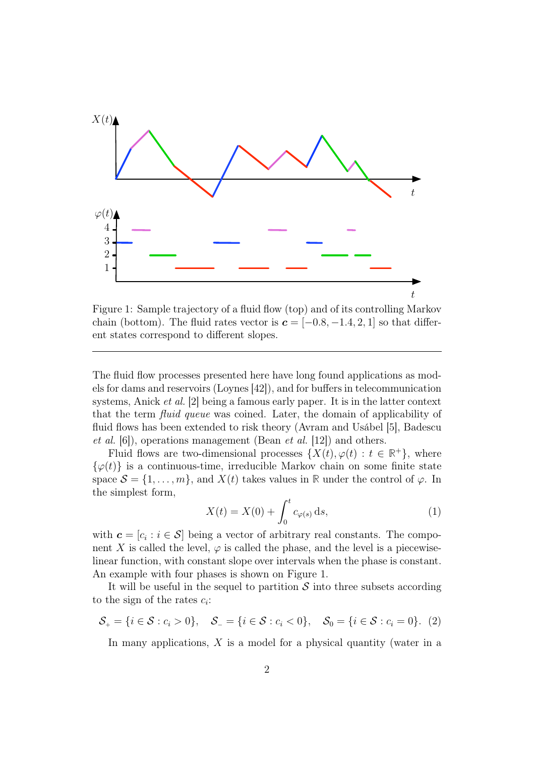Figure 1: Sample trajectory of a fluid flow (top) and of its controlling Markov chain (bottom). The fluid rates vector is $\boldsymbol{c} = [-0.8, -1.4, 2, 1]$ so that different states correspond to different slopes.

---

The fluid flow processes presented here have long found applications as models for dams and reservoirs (Loynes [42]), and for buffers in telecommunication systems, Anick *et al.* [2] being a famous early paper. It is in the latter context that the term *fluid queue* was coined. Later, the domain of applicability of fluid flows has been extended to risk theory (Avram and Usábel [5], Badescu *et al.* [6]), operations management (Bean *et al.* [12]) and others.

Fluid flows are two-dimensional processes $\{X(t), \varphi(t) : t \in \mathbb{R}^+\}$, where $\{\varphi(t)\}$ is a continuous-time, irreducible Markov chain on some finite state space $\mathcal{S} = \{1, \dots, m\}$, and $X(t)$ takes values in $\mathbb{R}$ under the control of $\varphi$. In the simplest form,

$$X(t) = X(0) + \int_0^t c_{\varphi(s)} \, \mathrm{d}s, \tag{1}$$

with $\boldsymbol{c} = [c_i : i \in \mathcal{S}]$ being a vector of arbitrary real constants. The component $X$ is called the level, $\varphi$ is called the phase, and the level is a piecewise-linear function, with constant slope over intervals when the phase is constant. An example with four phases is shown on Figure 1.

It will be useful in the sequel to partition $\mathcal{S}$ into three subsets according to the sign of the rates $c_i$:

$$\mathcal{S}_+ = \{i \in \mathcal{S} : c_i > 0\}, \quad \mathcal{S}_- = \{i \in \mathcal{S} : c_i < 0\}, \quad \mathcal{S}_0 = \{i \in \mathcal{S} : c_i = 0\}. \tag{2}$$

In many applications, $X$ is a model for a physical quantity (water in a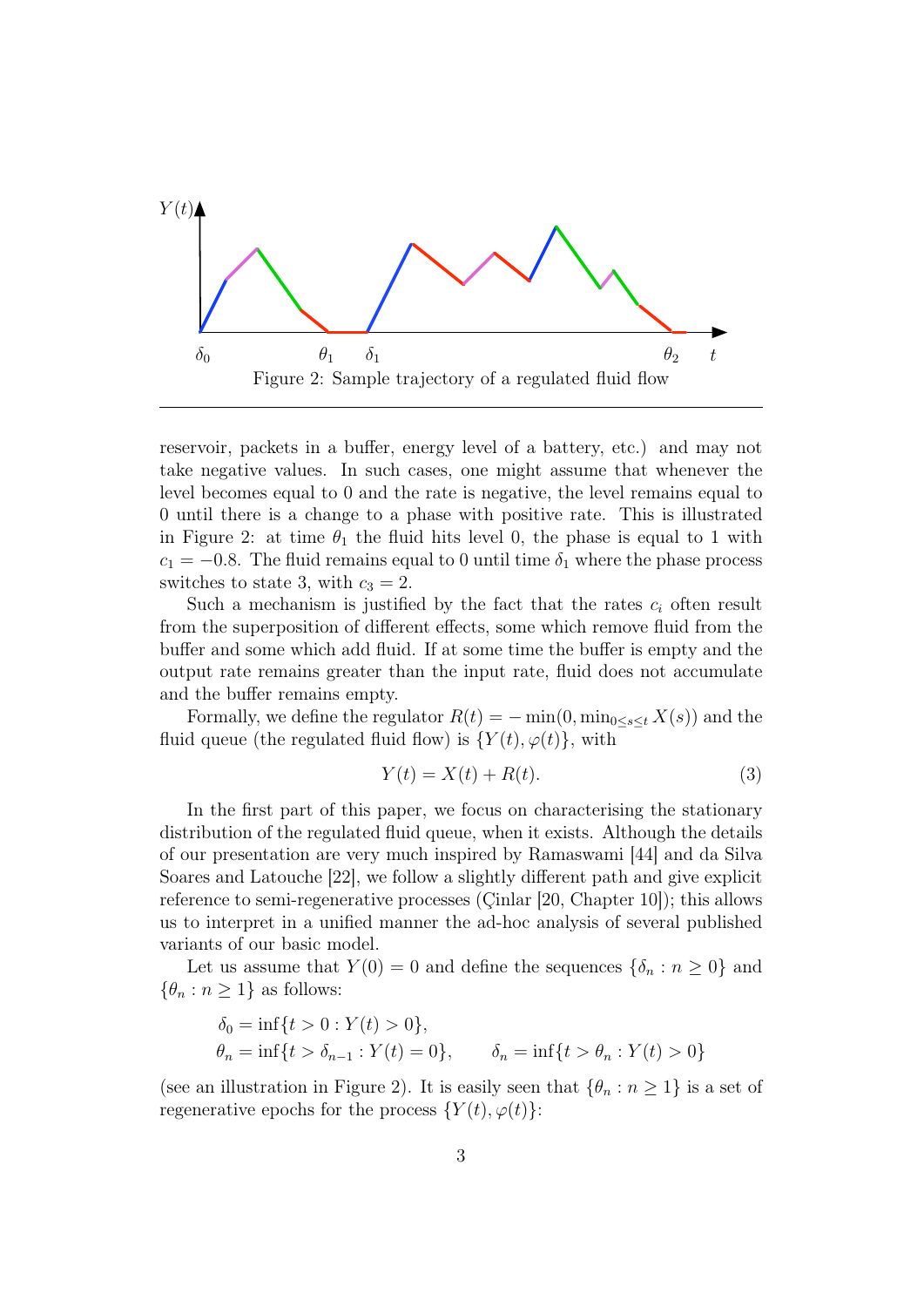Figure 2: Sample trajectory of a regulated fluid flow

reservoir, packets in a buffer, energy level of a battery, etc.) and may not take negative values. In such cases, one might assume that whenever the level becomes equal to 0 and the rate is negative, the level remains equal to 0 until there is a change to a phase with positive rate. This is illustrated in Figure 2: at time $\theta_1$ the fluid hits level 0, the phase is equal to 1 with $c_1 = -0.8$. The fluid remains equal to 0 until time $\delta_1$ where the phase process switches to state 3, with $c_3 = 2$.

Such a mechanism is justified by the fact that the rates $c_i$ often result from the superposition of different effects, some which remove fluid from the buffer and some which add fluid. If at some time the buffer is empty and the output rate remains greater than the input rate, fluid does not accumulate and the buffer remains empty.

Formally, we define the regulator $R(t) = -\min(0, \min_{0 \le s \le t} X(s))$ and the fluid queue (the regulated fluid flow) is $\{Y(t), \varphi(t)\}$, with

$$Y(t) = X(t) + R(t). \tag{3}$$

In the first part of this paper, we focus on characterising the stationary distribution of the regulated fluid queue, when it exists. Although the details of our presentation are very much inspired by Ramaswami [44] and da Silva Soares and Latouche [22], we follow a slightly different path and give explicit reference to semi-regenerative processes (Çinlar [20, Chapter 10]); this allows us to interpret in a unified manner the ad-hoc analysis of several published variants of our basic model.

Let us assume that $Y(0) = 0$ and define the sequences $\{\delta_n : n \ge 0\}$ and $\{\theta_n : n \ge 1\}$ as follows:

$$\begin{aligned} &\delta_0 = \inf\{t > 0 : Y(t) > 0\}, \\ &\theta_n = \inf\{t > \delta_{n-1} : Y(t) = 0\}, \qquad \delta_n = \inf\{t > \theta_n : Y(t) > 0\} \end{aligned}$$

(see an illustration in Figure 2). It is easily seen that $\{\theta_n : n \ge 1\}$ is a set of regenerative epochs for the process $\{Y(t), \varphi(t)\}$: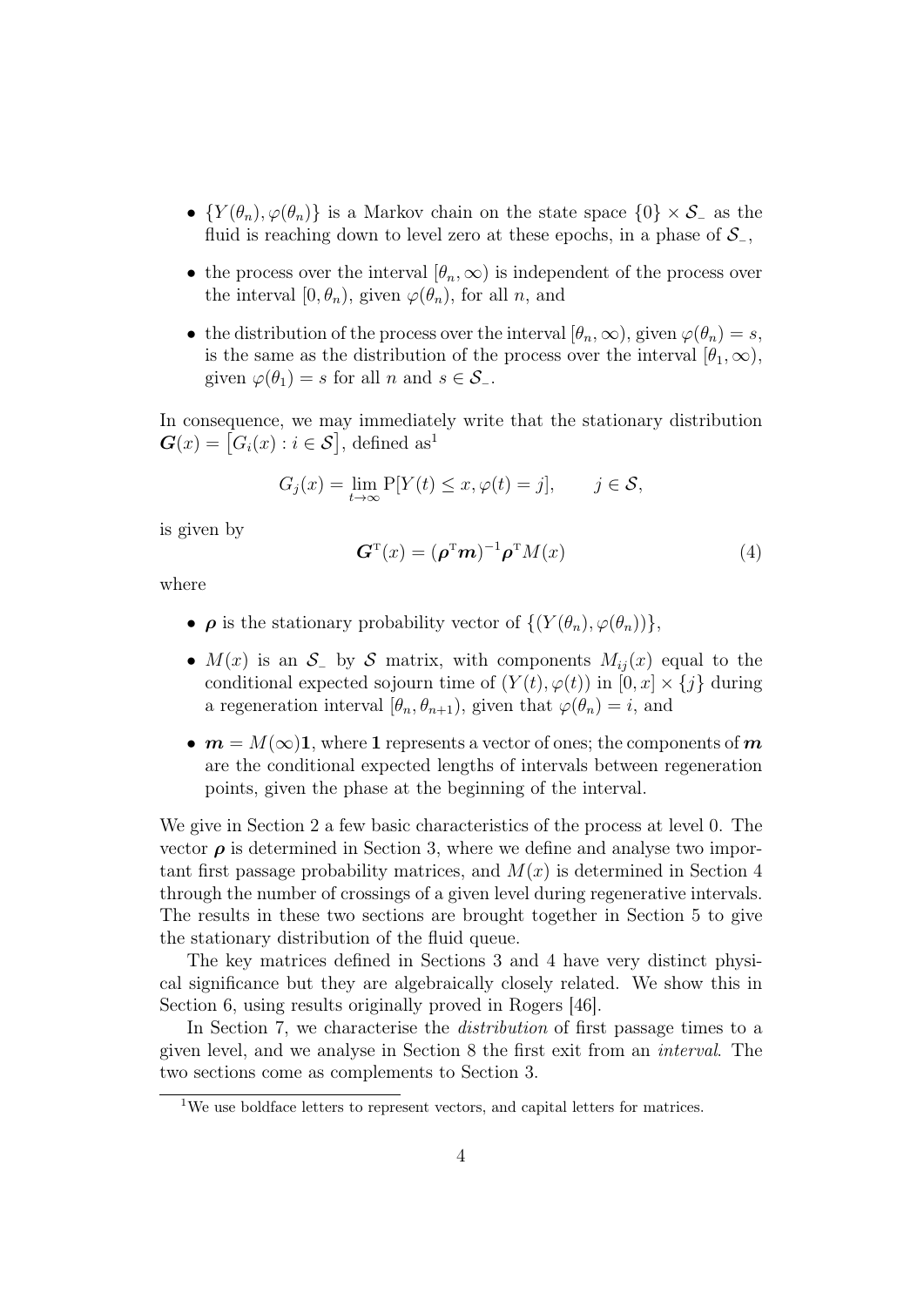- $\{Y(\theta_n), \varphi(\theta_n)\}$ is a Markov chain on the state space $\{0\} \times \mathcal{S}_{-}$ as the fluid is reaching down to level zero at these epochs, in a phase of $\mathcal{S}_{-}$,
- the process over the interval $[\theta_n, \infty)$ is independent of the process over the interval $[0, \theta_n)$, given $\varphi(\theta_n)$, for all $n$, and
- the distribution of the process over the interval $[\theta_n, \infty)$, given $\varphi(\theta_n) = s$, is the same as the distribution of the process over the interval $[\theta_1, \infty)$, given $\varphi(\theta_1) = s$ for all $n$ and $s \in \mathcal{S}_{-}$.

In consequence, we may immediately write that the stationary distribution $\boldsymbol{G}(x) = \left[G_i(x) : i \in \mathcal{S}\right]$, defined as[1]

$$G_j(x) = \lim_{t\to\infty} \mathrm{P}[Y(t) \le x, \varphi(t) = j], \qquad j \in \mathcal{S},$$

is given by

$$\boldsymbol{G}^{\mathrm{T}}(x) = (\boldsymbol{\rho}^{\mathrm{T}}\boldsymbol{m})^{-1}\boldsymbol{\rho}^{\mathrm{T}} M(x) \tag{4}$$

where

- $\boldsymbol{\rho}$ is the stationary probability vector of $\{(Y(\theta_n), \varphi(\theta_n))\}$,
- $M(x)$ is an $\mathcal{S}_{-}$ by $\mathcal{S}$ matrix, with components $M_{ij}(x)$ equal to the conditional expected sojourn time of $(Y(t), \varphi(t))$ in $[0, x] \times \{j\}$ during a regeneration interval $[\theta_n, \theta_{n+1})$, given that $\varphi(\theta_n) = i$, and
- $\boldsymbol{m} = M(\infty)\boldsymbol{1}$, where $\boldsymbol{1}$ represents a vector of ones; the components of $\boldsymbol{m}$ are the conditional expected lengths of intervals between regeneration points, given the phase at the beginning of the interval.

We give in Section 2 a few basic characteristics of the process at level 0. The vector $\boldsymbol{\rho}$ is determined in Section 3, where we define and analyse two important first passage probability matrices, and $M(x)$ is determined in Section 4 through the number of crossings of a given level during regenerative intervals. The results in these two sections are brought together in Section 5 to give the stationary distribution of the fluid queue.

The key matrices defined in Sections 3 and 4 have very distinct physical significance but they are algebraically closely related. We show this in Section 6, using results originally proved in Rogers [46].

In Section 7, we characterise the *distribution* of first passage times to a given level, and we analyse in Section 8 the first exit from an *interval*. The two sections come as complements to Section 3.

[1] We use boldface letters to represent vectors, and capital letters for matrices.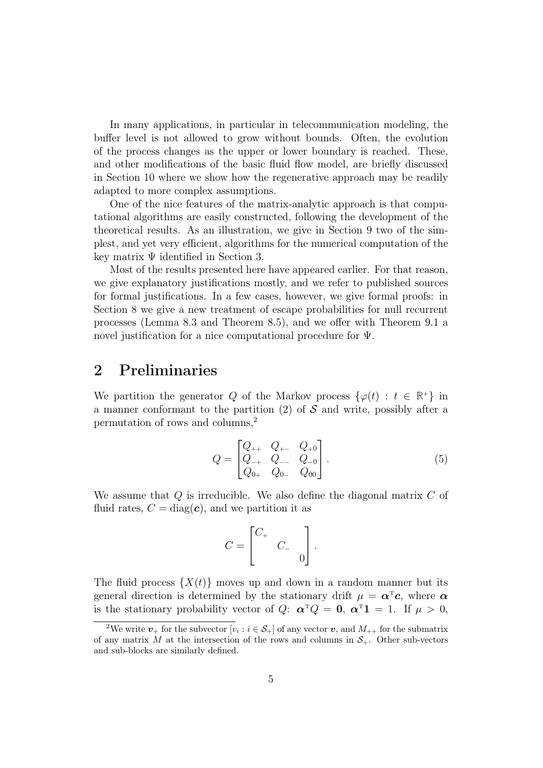In many applications, in particular in telecommunication modeling, the buffer level is not allowed to grow without bounds. Often, the evolution of the process changes as the upper or lower boundary is reached. These, and other modifications of the basic fluid flow model, are briefly discussed in Section 10 where we show how the regenerative approach may be readily adapted to more complex assumptions.

One of the nice features of the matrix-analytic approach is that computational algorithms are easily constructed, following the development of the theoretical results. As an illustration, we give in Section 9 two of the simplest, and yet very efficient, algorithms for the numerical computation of the key matrix $\Psi$ identified in Section 3.

Most of the results presented here have appeared earlier. For that reason, we give explanatory justifications mostly, and we refer to published sources for formal justifications. In a few cases, however, we give formal proofs: in Section 8 we give a new treatment of escape probabilities for null recurrent processes (Lemma 8.3 and Theorem 8.5), and we offer with Theorem 9.1 a novel justification for a nice computational procedure for $\Psi$.

# 2 Preliminaries

We partition the generator $Q$ of the Markov process $\{\varphi(t) : t \in \mathbb{R}^+\}$ in a manner conformant to the partition (2) of $\mathcal{S}$ and write, possibly after a permutation of rows and columns,[2]

$$Q = \begin{bmatrix} Q_{++} & Q_{+-} & Q_{+0} \\ Q_{-+} & Q_{--} & Q_{-0} \\ Q_{0+} & Q_{0-} & Q_{00} \end{bmatrix}. \tag{5}$$

We assume that $Q$ is irreducible. We also define the diagonal matrix $C$ of fluid rates, $C = \mathrm{diag}(\boldsymbol{c})$, and we partition it as

$$C = \begin{bmatrix} C_+ & & \\ & C_- & \\ & & 0 \end{bmatrix}.$$

The fluid process $\{X(t)\}$ moves up and down in a random manner but its general direction is determined by the stationary drift $\mu = \boldsymbol{\alpha}^{\mathrm{T}}\boldsymbol{c}$, where $\boldsymbol{\alpha}$ is the stationary probability vector of $Q$: $\boldsymbol{\alpha}^{\mathrm{T}}Q = \mathbf{0}$, $\boldsymbol{\alpha}^{\mathrm{T}}\mathbf{1} = 1$. If $\mu > 0$,

[2] We write $\boldsymbol{v}_+$ for the subvector $[v_i : i \in \mathcal{S}_+]$ of any vector $\boldsymbol{v}$, and $M_{++}$ for the submatrix of any matrix $M$ at the intersection of the rows and columns in $\mathcal{S}_+$. Other sub-vectors and sub-blocks are similarly defined.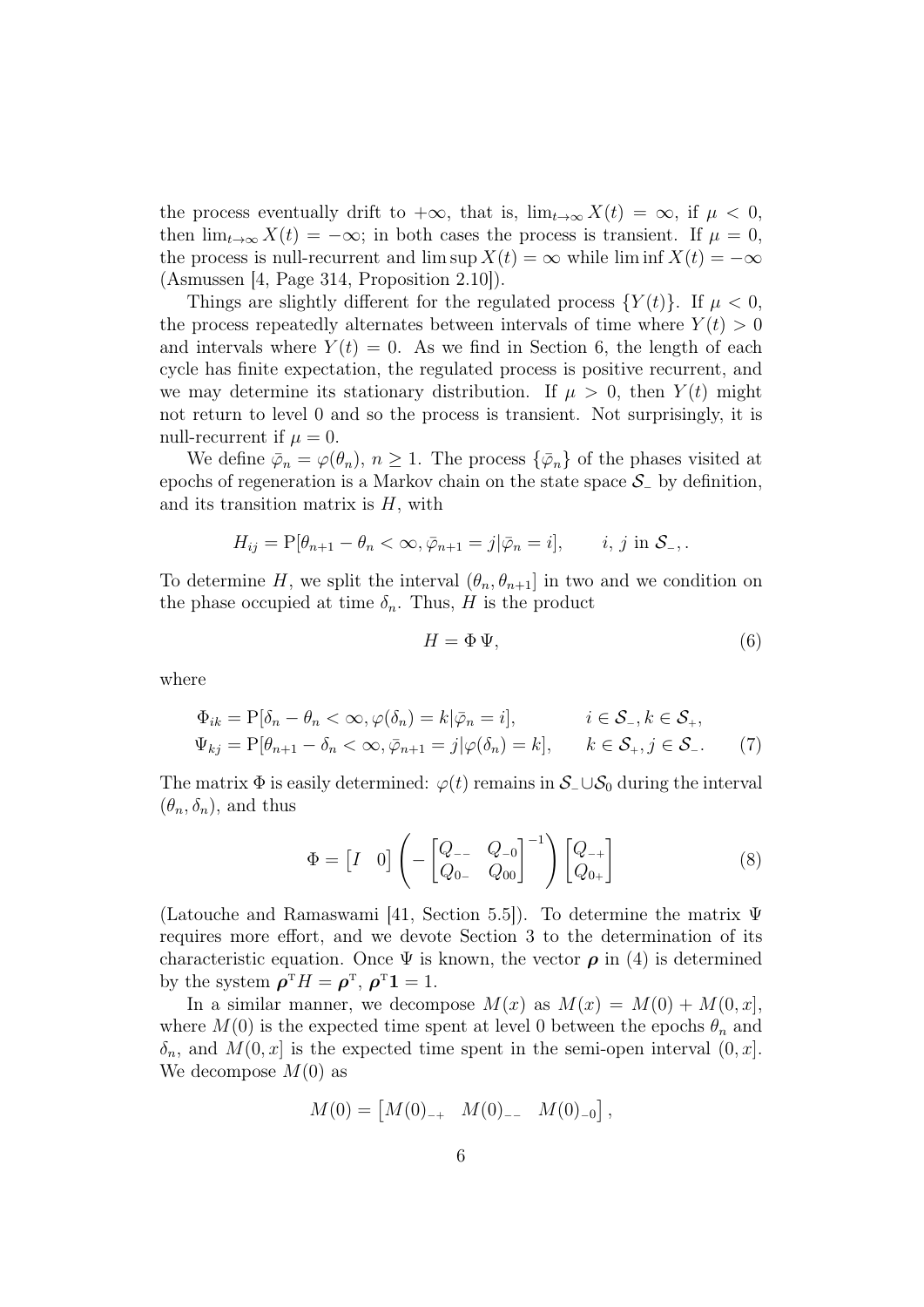the process eventually drift to $+\infty$, that is, $\lim_{t\to\infty} X(t) = \infty$, if $\mu < 0$, then $\lim_{t\to\infty} X(t) = -\infty$; in both cases the process is transient. If $\mu = 0$, the process is null-recurrent and $\limsup X(t) = \infty$ while $\liminf X(t) = -\infty$ (Asmussen [4, Page 314, Proposition 2.10]).

Things are slightly different for the regulated process $\{Y(t)\}$. If $\mu < 0$, the process repeatedly alternates between intervals of time where $Y(t) > 0$ and intervals where $Y(t) = 0$. As we find in Section 6, the length of each cycle has finite expectation, the regulated process is positive recurrent, and we may determine its stationary distribution. If $\mu > 0$, then $Y(t)$ might not return to level 0 and so the process is transient. Not surprisingly, it is null-recurrent if $\mu = 0$.

We define $\bar{\varphi}_n = \varphi(\theta_n)$, $n \geq 1$. The process $\{\bar{\varphi}_n\}$ of the phases visited at epochs of regeneration is a Markov chain on the state space $\mathcal{S}_-$ by definition, and its transition matrix is $H$, with

$$H_{ij} = \mathrm{P}[\theta_{n+1} - \theta_n < \infty, \bar{\varphi}_{n+1} = j | \bar{\varphi}_n = i], \qquad i,\, j \text{ in } \mathcal{S}_-, .$$

To determine $H$, we split the interval $(\theta_n, \theta_{n+1}]$ in two and we condition on the phase occupied at time $\delta_n$. Thus, $H$ is the product

$$H = \Phi\, \Psi, \tag{6}$$

where

$$\begin{aligned}
\Phi_{ik} &= \mathrm{P}[\delta_n - \theta_n < \infty, \varphi(\delta_n) = k | \bar{\varphi}_n = i], \qquad && i \in \mathcal{S}_-, k \in \mathcal{S}_+, \\
\Psi_{kj} &= \mathrm{P}[\theta_{n+1} - \delta_n < \infty, \bar{\varphi}_{n+1} = j | \varphi(\delta_n) = k], \qquad && k \in \mathcal{S}_+, j \in \mathcal{S}_-.
\end{aligned} \tag{7}$$

The matrix $\Phi$ is easily determined: $\varphi(t)$ remains in $\mathcal{S}_- \cup \mathcal{S}_0$ during the interval $(\theta_n, \delta_n)$, and thus

$$\Phi = \begin{bmatrix} I & 0 \end{bmatrix} \left( - \begin{bmatrix} Q_{--} & Q_{-0} \\ Q_{0-} & Q_{00} \end{bmatrix}^{-1} \right) \begin{bmatrix} Q_{-+} \\ Q_{0+} \end{bmatrix} \tag{8}$$

(Latouche and Ramaswami [41, Section 5.5]). To determine the matrix $\Psi$ requires more effort, and we devote Section 3 to the determination of its characteristic equation. Once $\Psi$ is known, the vector $\boldsymbol{\rho}$ in (4) is determined by the system $\boldsymbol{\rho}^{\mathrm{T}} H = \boldsymbol{\rho}^{\mathrm{T}}$, $\boldsymbol{\rho}^{\mathrm{T}} \mathbf{1} = 1$.

In a similar manner, we decompose $M(x)$ as $M(x) = M(0) + M(0, x]$, where $M(0)$ is the expected time spent at level 0 between the epochs $\theta_n$ and $\delta_n$, and $M(0, x]$ is the expected time spent in the semi-open interval $(0, x]$. We decompose $M(0)$ as

$$M(0) = \begin{bmatrix} M(0)_{-+} & M(0)_{--} & M(0)_{-0} \end{bmatrix},$$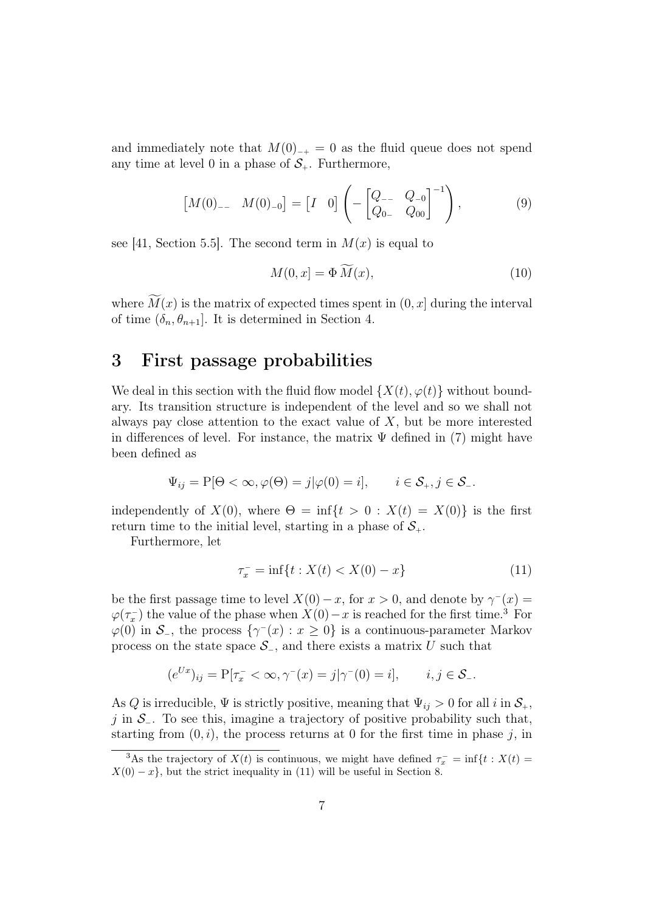and immediately note that $M(0)_{-+} = 0$ as the fluid queue does not spend any time at level 0 in a phase of $\mathcal{S}_+$. Furthermore,

$$
\begin{bmatrix} M(0)_{--} & M(0)_{-0} \end{bmatrix} = \begin{bmatrix} I & 0 \end{bmatrix} \left( - \begin{bmatrix} Q_{--} & Q_{-0} \\ Q_{0-} & Q_{00} \end{bmatrix}^{-1} \right), \tag{9}
$$

see [41, Section 5.5]. The second term in $M(x)$ is equal to

$$
M(0, x] = \Phi\, \widetilde{M}(x), \tag{10}
$$

where $\widetilde{M}(x)$ is the matrix of expected times spent in $(0, x]$ during the interval of time $(\delta_n, \theta_{n+1}]$. It is determined in Section 4.

# 3 First passage probabilities

We deal in this section with the fluid flow model $\{X(t), \varphi(t)\}$ without boundary. Its transition structure is independent of the level and so we shall not always pay close attention to the exact value of $X$, but be more interested in differences of level. For instance, the matrix $\Psi$ defined in (7) might have been defined as

$$
\Psi_{ij} = \mathrm{P}[\Theta < \infty, \varphi(\Theta) = j | \varphi(0) = i], \qquad i \in \mathcal{S}_+, j \in \mathcal{S}_-.
$$

independently of $X(0)$, where $\Theta = \inf\{t > 0 : X(t) = X(0)\}$ is the first return time to the initial level, starting in a phase of $\mathcal{S}_+$.

Furthermore, let

$$
\tau_x^- = \inf\{t : X(t) < X(0) - x\} \tag{11}
$$

be the first passage time to level $X(0) - x$, for $x > 0$, and denote by $\gamma^-(x) = \varphi(\tau_x^-)$ the value of the phase when $X(0) - x$ is reached for the first time.[3] For $\varphi(0)$ in $\mathcal{S}_-$, the process $\{\gamma^-(x) : x \geq 0\}$ is a continuous-parameter Markov process on the state space $\mathcal{S}_-$, and there exists a matrix $U$ such that

$$
(e^{Ux})_{ij} = \mathrm{P}[\tau_x^- < \infty, \gamma^-(x) = j | \gamma^-(0) = i], \qquad i, j \in \mathcal{S}_-.
$$

As $Q$ is irreducible, $\Psi$ is strictly positive, meaning that $\Psi_{ij} > 0$ for all $i$ in $\mathcal{S}_+$, $j$ in $\mathcal{S}_-$. To see this, imagine a trajectory of positive probability such that, starting from $(0, i)$, the process returns at 0 for the first time in phase $j$, in

[3] As the trajectory of $X(t)$ is continuous, we might have defined $\tau_x^- = \inf\{t : X(t) = X(0) - x\}$, but the strict inequality in (11) will be useful in Section 8.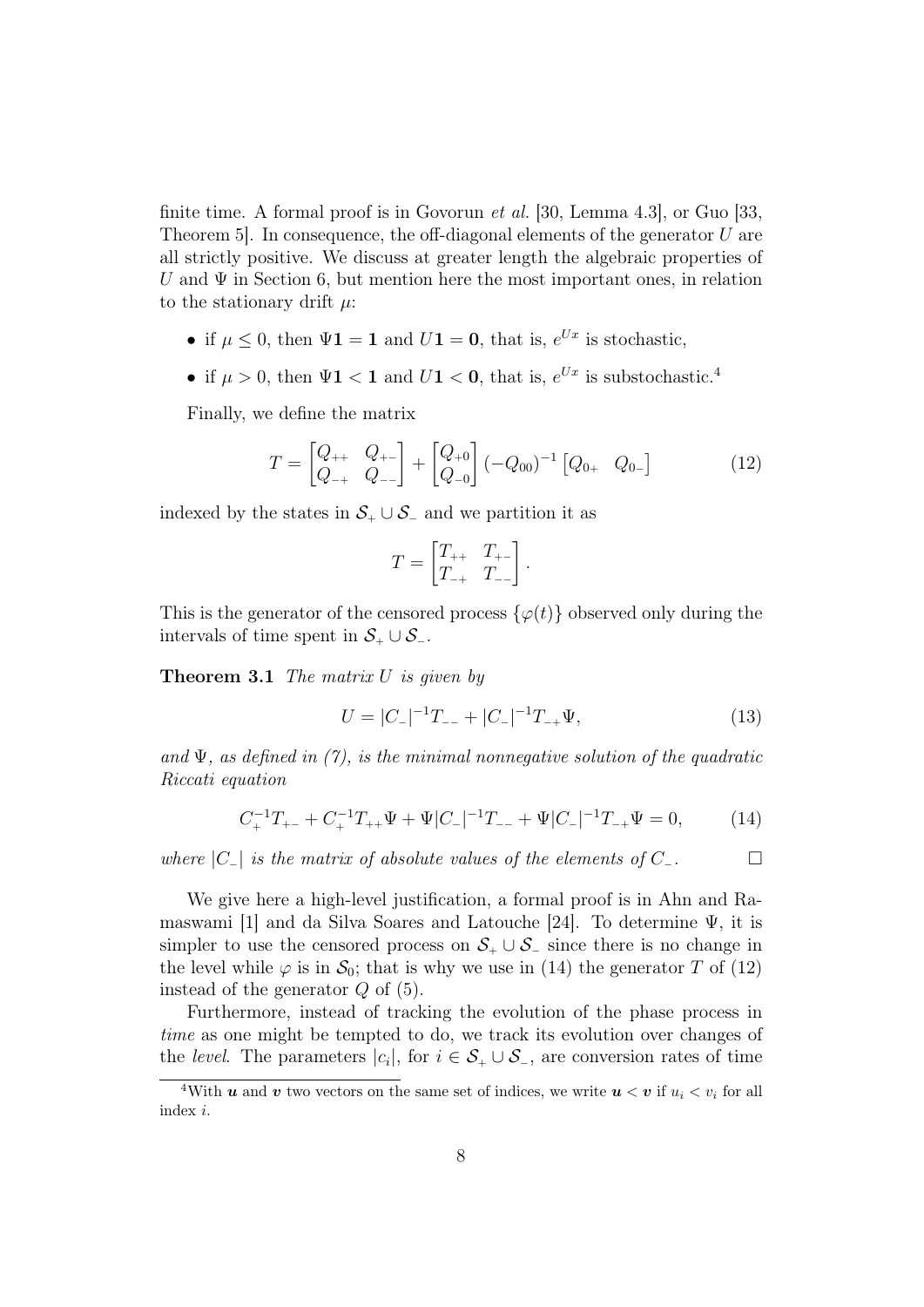finite time. A formal proof is in Govorun *et al.* [30, Lemma 4.3], or Guo [33, Theorem 5]. In consequence, the off-diagonal elements of the generator $U$ are all strictly positive. We discuss at greater length the algebraic properties of $U$ and $\Psi$ in Section 6, but mention here the most important ones, in relation to the stationary drift $\mu$:

- if $\mu \le 0$, then $\Psi\mathbf{1} = \mathbf{1}$ and $U\mathbf{1} = \mathbf{0}$, that is, $e^{Ux}$ is stochastic,
- if $\mu > 0$, then $\Psi\mathbf{1} < \mathbf{1}$ and $U\mathbf{1} < \mathbf{0}$, that is, $e^{Ux}$ is substochastic.[4]

Finally, we define the matrix

$$T = \begin{bmatrix} Q_{++} & Q_{+-} \\ Q_{-+} & Q_{--} \end{bmatrix} + \begin{bmatrix} Q_{+0} \\ Q_{-0} \end{bmatrix} (-Q_{00})^{-1} \begin{bmatrix} Q_{0+} & Q_{0-} \end{bmatrix} \tag{12}$$

indexed by the states in $\mathcal{S}_+ \cup \mathcal{S}_-$ and we partition it as

$$T = \begin{bmatrix} T_{++} & T_{+-} \\ T_{-+} & T_{--} \end{bmatrix}.$$

This is the generator of the censored process $\{\varphi(t)\}$ observed only during the intervals of time spent in $\mathcal{S}_+ \cup \mathcal{S}_-$.

**Theorem 3.1** *The matrix $U$ is given by*

$$U = |C_-|^{-1}T_{--} + |C_-|^{-1}T_{-+}\Psi, \tag{13}$$

*and $\Psi$, as defined in (7), is the minimal nonnegative solution of the quadratic Riccati equation*

$$C_+^{-1}T_{+-} + C_+^{-1}T_{++}\Psi + \Psi|C_-|^{-1}T_{--} + \Psi|C_-|^{-1}T_{-+}\Psi = 0, \tag{14}$$

*where $|C_-|$ is the matrix of absolute values of the elements of $C_-$.* □

We give here a high-level justification, a formal proof is in Ahn and Ramaswami [1] and da Silva Soares and Latouche [24]. To determine $\Psi$, it is simpler to use the censored process on $\mathcal{S}_+ \cup \mathcal{S}_-$ since there is no change in the level while $\varphi$ is in $\mathcal{S}_0$; that is why we use in (14) the generator $T$ of (12) instead of the generator $Q$ of (5).

Furthermore, instead of tracking the evolution of the phase process in *time* as one might be tempted to do, we track its evolution over changes of the *level*. The parameters $|c_i|$, for $i \in \mathcal{S}_+ \cup \mathcal{S}_-$, are conversion rates of time

[4] With $\boldsymbol{u}$ and $\boldsymbol{v}$ two vectors on the same set of indices, we write $\boldsymbol{u} < \boldsymbol{v}$ if $u_i < v_i$ for all index $i$.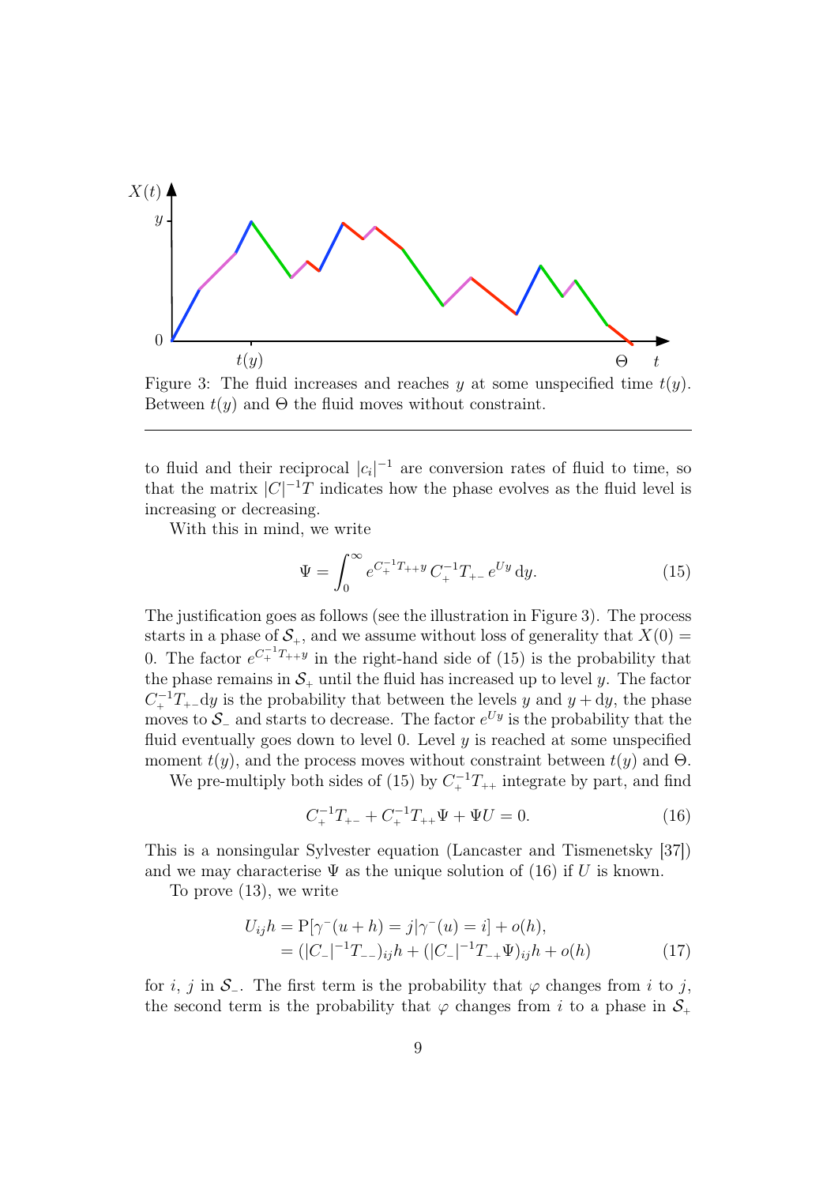Figure 3: The fluid increases and reaches $y$ at some unspecified time $t(y)$. Between $t(y)$ and $\Theta$ the fluid moves without constraint.

to fluid and their reciprocal $|c_i|^{-1}$ are conversion rates of fluid to time, so that the matrix $|C|^{-1}T$ indicates how the phase evolves as the fluid level is increasing or decreasing.

With this in mind, we write

$$\Psi = \int_0^\infty e^{C_+^{-1}T_{++}y}\, C_+^{-1}T_{+-}\, e^{Uy}\, \mathrm{d}y. \tag{15}$$

The justification goes as follows (see the illustration in Figure 3). The process starts in a phase of $\mathcal{S}_+$, and we assume without loss of generality that $X(0) = 0$. The factor $e^{C_+^{-1}T_{++}y}$ in the right-hand side of (15) is the probability that the phase remains in $\mathcal{S}_+$ until the fluid has increased up to level $y$. The factor $C_+^{-1}T_{+-}\mathrm{d}y$ is the probability that between the levels $y$ and $y + \mathrm{d}y$, the phase moves to $\mathcal{S}_-$ and starts to decrease. The factor $e^{Uy}$ is the probability that the fluid eventually goes down to level 0. Level $y$ is reached at some unspecified moment $t(y)$, and the process moves without constraint between $t(y)$ and $\Theta$.

We pre-multiply both sides of (15) by $C_+^{-1}T_{++}$ integrate by part, and find

$$C_+^{-1}T_{+-} + C_+^{-1}T_{++}\Psi + \Psi U = 0. \tag{16}$$

This is a nonsingular Sylvester equation (Lancaster and Tismenetsky [37]) and we may characterise $\Psi$ as the unique solution of (16) if $U$ is known.

To prove (13), we write

$$\begin{aligned} U_{ij}h &= \mathrm{P}[\gamma^-(u+h) = j | \gamma^-(u) = i] + o(h), \\ &= (|C_-|^{-1}T_{--})_{ij}h + (|C_-|^{-1}T_{-+}\Psi)_{ij}h + o(h) \end{aligned} \tag{17}$$

for $i$, $j$ in $\mathcal{S}_-$. The first term is the probability that $\varphi$ changes from $i$ to $j$, the second term is the probability that $\varphi$ changes from $i$ to a phase in $\mathcal{S}_+$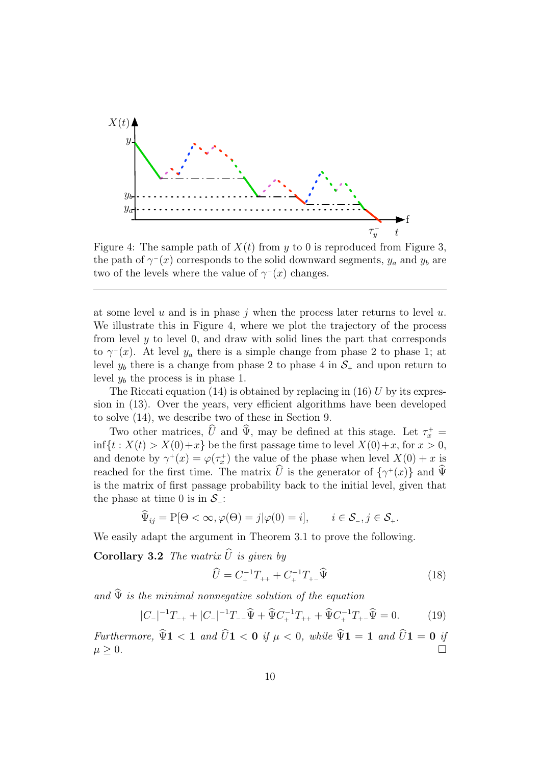Figure 4: The sample path of $X(t)$ from $y$ to 0 is reproduced from Figure 3, the path of $\gamma^-(x)$ corresponds to the solid downward segments, $y_a$ and $y_b$ are two of the levels where the value of $\gamma^-(x)$ changes.

---

at some level $u$ and is in phase $j$ when the process later returns to level $u$. We illustrate this in Figure 4, where we plot the trajectory of the process from level $y$ to level 0, and draw with solid lines the part that corresponds to $\gamma^-(x)$. At level $y_a$ there is a simple change from phase 2 to phase 1; at level $y_b$ there is a change from phase 2 to phase 4 in $\mathcal{S}_+$ and upon return to level $y_b$ the process is in phase 1.

The Riccati equation (14) is obtained by replacing in (16) $U$ by its expression in (13). Over the years, very efficient algorithms have been developed to solve (14), we describe two of these in Section 9.

Two other matrices, $\widehat{U}$ and $\widehat{\Psi}$, may be defined at this stage. Let $\tau_x^+ = \inf\{t : X(t) > X(0)+x\}$ be the first passage time to level $X(0)+x$, for $x > 0$, and denote by $\gamma^+(x) = \varphi(\tau_x^+)$ the value of the phase when level $X(0) + x$ is reached for the first time. The matrix $\widehat{U}$ is the generator of $\{\gamma^+(x)\}$ and $\widehat{\Psi}$ is the matrix of first passage probability back to the initial level, given that the phase at time 0 is in $\mathcal{S}_-$:

$$\widehat{\Psi}_{ij} = \mathrm{P}[\Theta < \infty, \varphi(\Theta) = j | \varphi(0) = i], \qquad i \in \mathcal{S}_-, j \in \mathcal{S}_+.$$

We easily adapt the argument in Theorem 3.1 to prove the following.

**Corollary 3.2** *The matrix $\widehat{U}$ is given by*

$$\widehat{U} = C_+^{-1}T_{++} + C_+^{-1}T_{+-}\widehat{\Psi} \tag{18}$$

*and $\widehat{\Psi}$ is the minimal nonnegative solution of the equation*

$$|C_-|^{-1}T_{-+} + |C_-|^{-1}T_{--}\widehat{\Psi} + \widehat{\Psi}C_+^{-1}T_{++} + \widehat{\Psi}C_+^{-1}T_{+-}\widehat{\Psi} = 0. \tag{19}$$

*Furthermore, $\widehat{\Psi}\mathbf{1} < \mathbf{1}$ and $\widehat{U}\mathbf{1} < \mathbf{0}$ if $\mu < 0$, while $\widehat{\Psi}\mathbf{1} = \mathbf{1}$ and $\widehat{U}\mathbf{1} = \mathbf{0}$ if $\mu \geq 0$.* □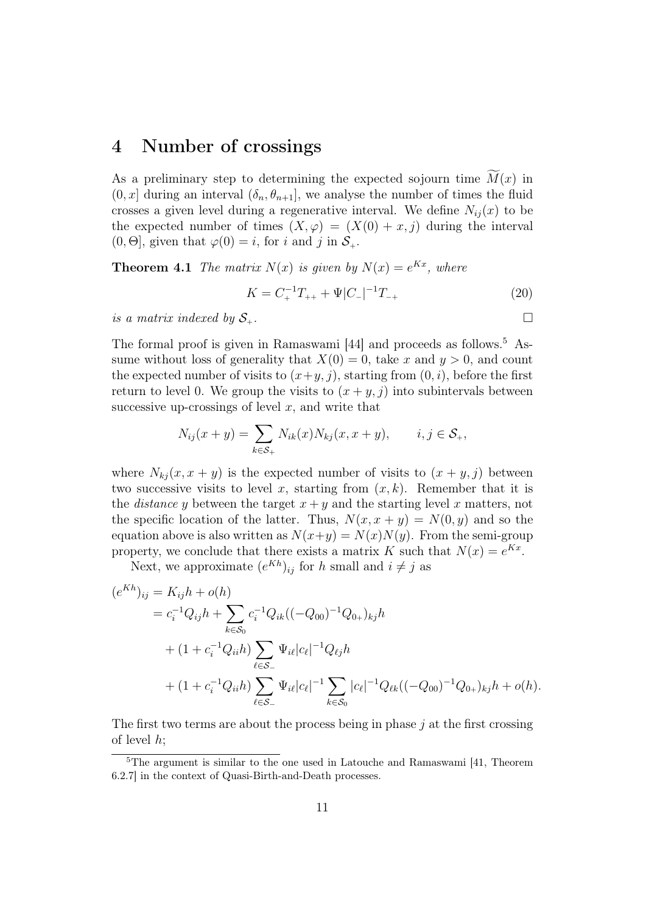# 4 Number of crossings

As a preliminary step to determining the expected sojourn time $\widetilde{M}(x)$ in $(0, x]$ during an interval $(\delta_n, \theta_{n+1}]$, we analyse the number of times the fluid crosses a given level during a regenerative interval. We define $N_{ij}(x)$ to be the expected number of times $(X, \varphi) = (X(0) + x, j)$ during the interval $(0, \Theta]$, given that $\varphi(0) = i$, for $i$ and $j$ in $\mathcal{S}_+$.

**Theorem 4.1** *The matrix $N(x)$ is given by $N(x) = e^{Kx}$, where*

$$K = C_+^{-1} T_{++} + \Psi |C_-|^{-1} T_{-+} \tag{20}$$

*is a matrix indexed by $\mathcal{S}_+$.* □

The formal proof is given in Ramaswami [44] and proceeds as follows.[5] Assume without loss of generality that $X(0) = 0$, take $x$ and $y > 0$, and count the expected number of visits to $(x+y, j)$, starting from $(0, i)$, before the first return to level 0. We group the visits to $(x + y, j)$ into subintervals between successive up-crossings of level $x$, and write that

$$N_{ij}(x + y) = \sum_{k \in \mathcal{S}_+} N_{ik}(x) N_{kj}(x, x + y), \qquad i, j \in \mathcal{S}_+,$$

where $N_{kj}(x, x + y)$ is the expected number of visits to $(x + y, j)$ between two successive visits to level $x$, starting from $(x, k)$. Remember that it is the *distance* $y$ between the target $x + y$ and the starting level $x$ matters, not the specific location of the latter. Thus, $N(x, x + y) = N(0, y)$ and so the equation above is also written as $N(x+y) = N(x)N(y)$. From the semi-group property, we conclude that there exists a matrix $K$ such that $N(x) = e^{Kx}$.

Next, we approximate $(e^{Kh})_{ij}$ for $h$ small and $i \neq j$ as

$$\begin{aligned}
(e^{Kh})_{ij} &= K_{ij} h + o(h) \\
&= c_i^{-1} Q_{ij} h + \sum_{k \in \mathcal{S}_0} c_i^{-1} Q_{ik} ((-Q_{00})^{-1} Q_{0+})_{kj} h \\
&\quad + (1 + c_i^{-1} Q_{ii} h) \sum_{\ell \in \mathcal{S}_-} \Psi_{i\ell} |c_\ell|^{-1} Q_{\ell j} h \\
&\quad + (1 + c_i^{-1} Q_{ii} h) \sum_{\ell \in \mathcal{S}_-} \Psi_{i\ell} |c_\ell|^{-1} \sum_{k \in \mathcal{S}_0} |c_\ell|^{-1} Q_{\ell k} ((-Q_{00})^{-1} Q_{0+})_{kj} h + o(h).
\end{aligned}$$

The first two terms are about the process being in phase $j$ at the first crossing of level $h$;

[5] The argument is similar to the one used in Latouche and Ramaswami [41, Theorem 6.2.7] in the context of Quasi-Birth-and-Death processes.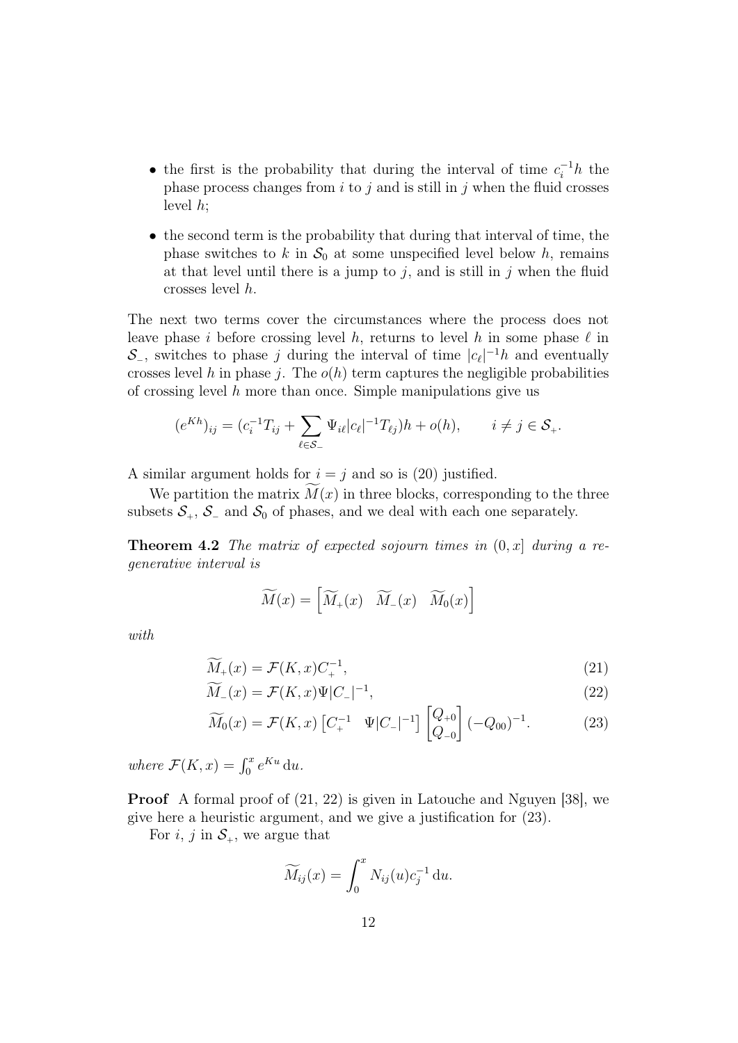- the first is the probability that during the interval of time $c_i^{-1}h$ the phase process changes from $i$ to $j$ and is still in $j$ when the fluid crosses level $h$;
- the second term is the probability that during that interval of time, the phase switches to $k$ in $\mathcal{S}_0$ at some unspecified level below $h$, remains at that level until there is a jump to $j$, and is still in $j$ when the fluid crosses level $h$.

The next two terms cover the circumstances where the process does not leave phase $i$ before crossing level $h$, returns to level $h$ in some phase $\ell$ in $\mathcal{S}_-$, switches to phase $j$ during the interval of time $|c_\ell|^{-1}h$ and eventually crosses level $h$ in phase $j$. The $o(h)$ term captures the negligible probabilities of crossing level $h$ more than once. Simple manipulations give us

$$(e^{Kh})_{ij} = (c_i^{-1}T_{ij} + \sum_{\ell \in \mathcal{S}_-} \Psi_{i\ell}|c_\ell|^{-1}T_{\ell j})h + o(h), \qquad i \neq j \in \mathcal{S}_+.$$

A similar argument holds for $i = j$ and so is (20) justified.

We partition the matrix $\widetilde{M}(x)$ in three blocks, corresponding to the three subsets $\mathcal{S}_+$, $\mathcal{S}_-$ and $\mathcal{S}_0$ of phases, and we deal with each one separately.

**Theorem 4.2** *The matrix of expected sojourn times in $(0, x]$ during a regenerative interval is*

$$\widetilde{M}(x) = \begin{bmatrix} \widetilde{M}_+(x) & \widetilde{M}_-(x) & \widetilde{M}_0(x) \end{bmatrix}$$

*with*

$$\widetilde{M}_+(x) = \mathcal{F}(K, x)C_+^{-1}, \tag{21}$$

$$\widetilde{M}_-(x) = \mathcal{F}(K, x)\Psi|C_-|^{-1}, \tag{22}$$

$$\widetilde{M}_0(x) = \mathcal{F}(K, x) \begin{bmatrix} C_+^{-1} & \Psi|C_-|^{-1} \end{bmatrix} \begin{bmatrix} Q_{+0} \\ Q_{-0} \end{bmatrix} (-Q_{00})^{-1}. \tag{23}$$

*where $\mathcal{F}(K, x) = \int_0^x e^{Ku} \, \mathrm{d}u$.*

**Proof** A formal proof of (21, 22) is given in Latouche and Nguyen [38], we give here a heuristic argument, and we give a justification for (23).

For $i$, $j$ in $\mathcal{S}_+$, we argue that

$$\widetilde{M}_{ij}(x) = \int_0^x N_{ij}(u)c_j^{-1} \, \mathrm{d}u.$$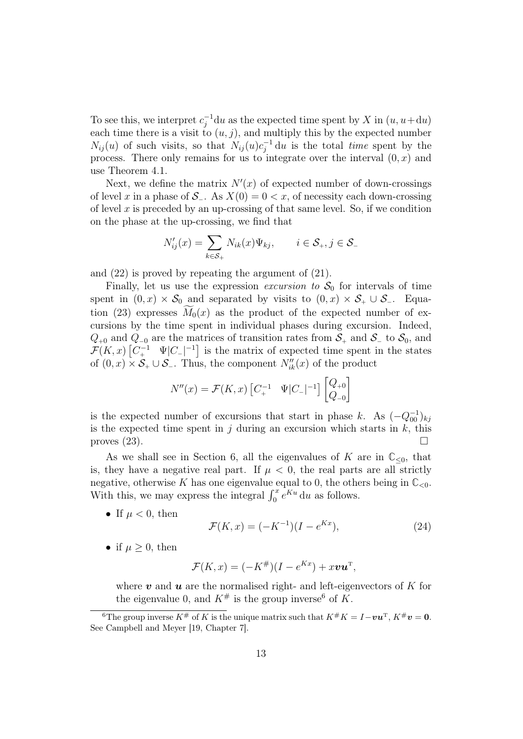To see this, we interpret $c_j^{-1}\mathrm{d}u$ as the expected time spent by $X$ in $(u, u+\mathrm{d}u)$ each time there is a visit to $(u, j)$, and multiply this by the expected number $N_{ij}(u)$ of such visits, so that $N_{ij}(u)c_j^{-1}\,\mathrm{d}u$ is the total *time* spent by the process. There only remains for us to integrate over the interval $(0, x)$ and use Theorem 4.1.

Next, we define the matrix $N'(x)$ of expected number of down-crossings of level $x$ in a phase of $\mathcal{S}_-$. As $X(0) = 0 < x$, of necessity each down-crossing of level $x$ is preceded by an up-crossing of that same level. So, if we condition on the phase at the up-crossing, we find that

$$N'_{ij}(x) = \sum_{k \in \mathcal{S}_+} N_{ik}(x)\Psi_{kj}, \qquad i \in \mathcal{S}_+, j \in \mathcal{S}_-$$

and (22) is proved by repeating the argument of (21).

Finally, let us use the expression *excursion to* $\mathcal{S}_0$ for intervals of time spent in $(0, x) \times \mathcal{S}_0$ and separated by visits to $(0, x) \times \mathcal{S}_+ \cup \mathcal{S}_-$. Equation (23) expresses $\widetilde{M}_0(x)$ as the product of the expected number of excursions by the time spent in individual phases during excursion. Indeed, $Q_{+0}$ and $Q_{-0}$ are the matrices of transition rates from $\mathcal{S}_+$ and $\mathcal{S}_-$ to $\mathcal{S}_0$, and $\mathcal{F}(K, x)\begin{bmatrix} C_+^{-1} & \Psi|C_-|^{-1}\end{bmatrix}$ is the matrix of expected time spent in the states of $(0, x) \times \mathcal{S}_+ \cup \mathcal{S}_-$. Thus, the component $N''_{ik}(x)$ of the product

$$N''(x) = \mathcal{F}(K, x)\begin{bmatrix} C_+^{-1} & \Psi|C_-|^{-1}\end{bmatrix}\begin{bmatrix} Q_{+0} \\ Q_{-0}\end{bmatrix}$$

is the expected number of excursions that start in phase $k$. As $(-Q_{00}^{-1})_{kj}$ is the expected time spent in $j$ during an excursion which starts in $k$, this proves (23). $\square$

As we shall see in Section 6, all the eigenvalues of $K$ are in $\mathbb{C}_{\leq 0}$, that is, they have a negative real part. If $\mu < 0$, the real parts are all strictly negative, otherwise $K$ has one eigenvalue equal to 0, the others being in $\mathbb{C}_{<0}$. With this, we may express the integral $\int_0^x e^{Ku}\,\mathrm{d}u$ as follows.

- If $\mu < 0$, then
$$\mathcal{F}(K, x) = (-K^{-1})(I - e^{Kx}), \tag{24}$$
- if $\mu \geq 0$, then
$$\mathcal{F}(K, x) = (-K^{\#})(I - e^{Kx}) + x\boldsymbol{v}\boldsymbol{u}^{\mathrm{T}},$$
where $\boldsymbol{v}$ and $\boldsymbol{u}$ are the normalised right- and left-eigenvectors of $K$ for the eigenvalue 0, and $K^{\#}$ is the group inverse[6] of $K$.

[6] The group inverse $K^{\#}$ of $K$ is the unique matrix such that $K^{\#}K = I - \boldsymbol{v}\boldsymbol{u}^{\mathrm{T}}$, $K^{\#}\boldsymbol{v} = \mathbf{0}$. See Campbell and Meyer [19, Chapter 7].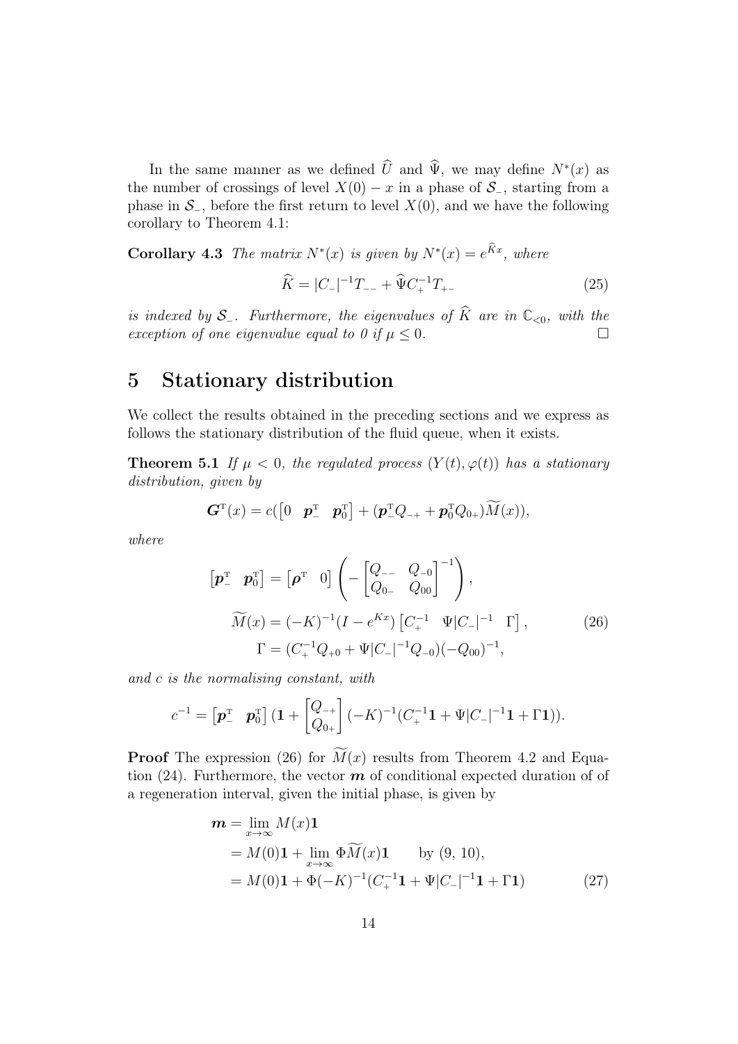In the same manner as we defined $\widehat{U}$ and $\widehat{\Psi}$, we may define $N^*(x)$ as the number of crossings of level $X(0) - x$ in a phase of $\mathcal{S}_-$, starting from a phase in $\mathcal{S}_-$, before the first return to level $X(0)$, and we have the following corollary to Theorem 4.1:

**Corollary 4.3** *The matrix $N^*(x)$ is given by $N^*(x) = e^{\widehat{K}x}$, where*

$$\widehat{K} = |C_-|^{-1}T_{--} + \widehat{\Psi}C_+^{-1}T_{+-} \tag{25}$$

*is indexed by $\mathcal{S}_-$. Furthermore, the eigenvalues of $\widehat{K}$ are in $\mathbb{C}_{<0}$, with the exception of one eigenvalue equal to 0 if $\mu \leq 0$.* □

# 5 Stationary distribution

We collect the results obtained in the preceding sections and we express as follows the stationary distribution of the fluid queue, when it exists.

**Theorem 5.1** *If $\mu < 0$, the regulated process $(Y(t), \varphi(t))$ has a stationary distribution, given by*

$$\boldsymbol{G}^{\mathrm{T}}(x) = c(\begin{bmatrix} 0 & \boldsymbol{p}_-^{\mathrm{T}} & \boldsymbol{p}_0^{\mathrm{T}} \end{bmatrix} + (\boldsymbol{p}_-^{\mathrm{T}}Q_{-+} + \boldsymbol{p}_0^{\mathrm{T}}Q_{0+})\widetilde{M}(x)),$$

*where*

$$\begin{bmatrix} \boldsymbol{p}_-^{\mathrm{T}} & \boldsymbol{p}_0^{\mathrm{T}} \end{bmatrix} = \begin{bmatrix} \boldsymbol{\rho}^{\mathrm{T}} & 0 \end{bmatrix} \left( - \begin{bmatrix} Q_{--} & Q_{-0} \\ Q_{0-} & Q_{00} \end{bmatrix}^{-1} \right),$$

$$\widetilde{M}(x) = (-K)^{-1}(I - e^{Kx}) \begin{bmatrix} C_+^{-1} & \Psi|C_-|^{-1} & \Gamma \end{bmatrix}, \tag{26}$$

$$\Gamma = (C_+^{-1}Q_{+0} + \Psi|C_-|^{-1}Q_{-0})(-Q_{00})^{-1},$$

*and $c$ is the normalising constant, with*

$$c^{-1} = \begin{bmatrix} \boldsymbol{p}_-^{\mathrm{T}} & \boldsymbol{p}_0^{\mathrm{T}} \end{bmatrix} (\boldsymbol{1} + \begin{bmatrix} Q_{-+} \\ Q_{0+} \end{bmatrix} (-K)^{-1}(C_+^{-1}\boldsymbol{1} + \Psi|C_-|^{-1}\boldsymbol{1} + \Gamma\boldsymbol{1})).$$

**Proof** The expression (26) for $\widetilde{M}(x)$ results from Theorem 4.2 and Equation (24). Furthermore, the vector $\boldsymbol{m}$ of conditional expected duration of of a regeneration interval, given the initial phase, is given by

$$\begin{aligned}
\boldsymbol{m} &= \lim_{x\to\infty} M(x)\boldsymbol{1} \\
&= M(0)\boldsymbol{1} + \lim_{x\to\infty} \Phi\widetilde{M}(x)\boldsymbol{1} \qquad \text{by (9, 10),} \\
&= M(0)\boldsymbol{1} + \Phi(-K)^{-1}(C_+^{-1}\boldsymbol{1} + \Psi|C_-|^{-1}\boldsymbol{1} + \Gamma\boldsymbol{1})
\end{aligned} \tag{27}$$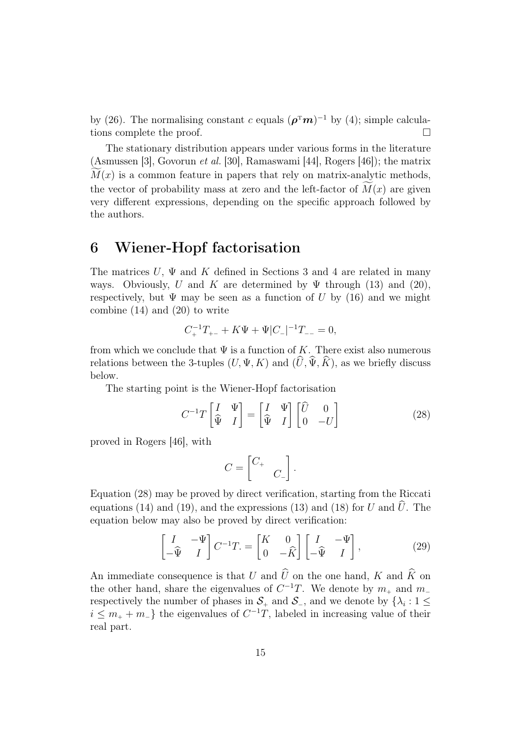by (26). The normalising constant $c$ equals $(\boldsymbol{\rho}^{\mathrm{T}}\boldsymbol{m})^{-1}$ by (4); simple calculations complete the proof. $\square$

The stationary distribution appears under various forms in the literature (Asmussen [3], Govorun *et al.* [30], Ramaswami [44], Rogers [46]); the matrix $\widetilde{M}(x)$ is a common feature in papers that rely on matrix-analytic methods, the vector of probability mass at zero and the left-factor of $\widetilde{M}(x)$ are given very different expressions, depending on the specific approach followed by the authors.

# 6 Wiener-Hopf factorisation

The matrices $U$, $\Psi$ and $K$ defined in Sections 3 and 4 are related in many ways. Obviously, $U$ and $K$ are determined by $\Psi$ through (13) and (20), respectively, but $\Psi$ may be seen as a function of $U$ by (16) and we might combine (14) and (20) to write

$$C_{+}^{-1}T_{+-} + K\Psi + \Psi|C_{-}|^{-1}T_{--} = 0,$$

from which we conclude that $\Psi$ is a function of $K$. There exist also numerous relations between the 3-tuples $(U, \Psi, K)$ and $(\widehat{U}, \widehat{\Psi}, \widehat{K})$, as we briefly discuss below.

The starting point is the Wiener-Hopf factorisation

$$C^{-1}T \begin{bmatrix} I & \Psi \\ \widehat{\Psi} & I \end{bmatrix} = \begin{bmatrix} I & \Psi \\ \widehat{\Psi} & I \end{bmatrix} \begin{bmatrix} \widehat{U} & 0 \\ 0 & -U \end{bmatrix} \tag{28}$$

proved in Rogers [46], with

$$C = \begin{bmatrix} C_{+} & \\ & C_{-} \end{bmatrix}.$$

Equation (28) may be proved by direct verification, starting from the Riccati equations (14) and (19), and the expressions (13) and (18) for $U$ and $\widehat{U}$. The equation below may also be proved by direct verification:

$$\begin{bmatrix} I & -\Psi \\ -\widehat{\Psi} & I \end{bmatrix} C^{-1}T. = \begin{bmatrix} K & 0 \\ 0 & -\widehat{K} \end{bmatrix} \begin{bmatrix} I & -\Psi \\ -\widehat{\Psi} & I \end{bmatrix}, \tag{29}$$

An immediate consequence is that $U$ and $\widehat{U}$ on the one hand, $K$ and $\widehat{K}$ on the other hand, share the eigenvalues of $C^{-1}T$. We denote by $m_{+}$ and $m_{-}$ respectively the number of phases in $\mathcal{S}_{+}$ and $\mathcal{S}_{-}$, and we denote by $\{\lambda_i : 1 \leq i \leq m_{+} + m_{-}\}$ the eigenvalues of $C^{-1}T$, labeled in increasing value of their real part.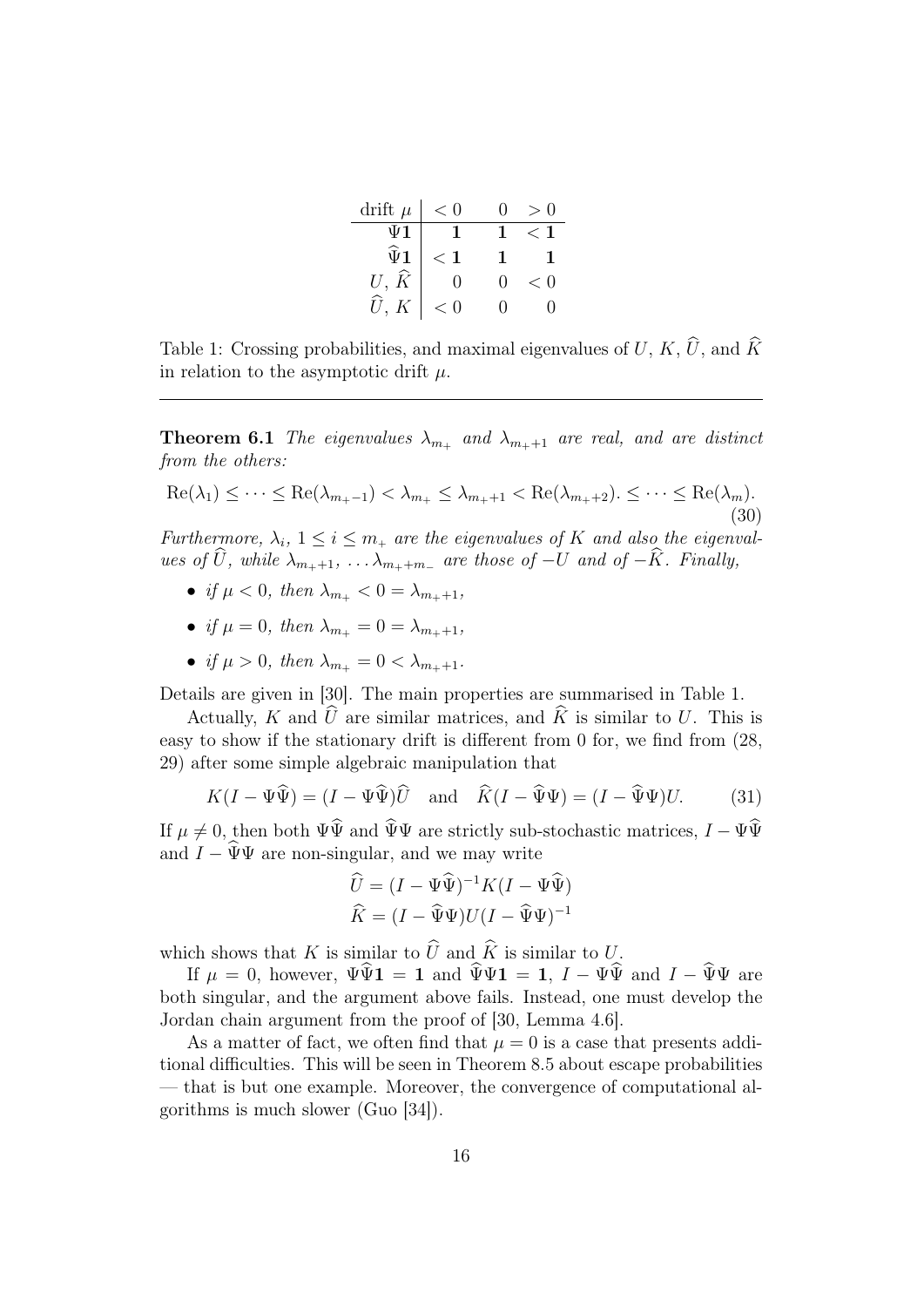| drift $\mu$ | $< 0$ | $0$ | $> 0$ |
|---|---|---|---|
| $\Psi\mathbf{1}$ | $\mathbf{1}$ | $\mathbf{1}$ | $< \mathbf{1}$ |
| $\widehat{\Psi}\mathbf{1}$ | $< \mathbf{1}$ | $\mathbf{1}$ | $\mathbf{1}$ |
| $U$, $\widehat{K}$ | $0$ | $0$ | $< 0$ |
| $\widehat{U}$, $K$ | $< 0$ | $0$ | $0$ |

Table 1: Crossing probabilities, and maximal eigenvalues of $U$, $K$, $\widehat{U}$, and $\widehat{K}$ in relation to the asymptotic drift $\mu$.

---

**Theorem 6.1** *The eigenvalues $\lambda_{m_+}$ and $\lambda_{m_++1}$ are real, and are distinct from the others:*

$$\mathrm{Re}(\lambda_1) \leq \cdots \leq \mathrm{Re}(\lambda_{m_+-1}) < \lambda_{m_+} \leq \lambda_{m_++1} < \mathrm{Re}(\lambda_{m_++2}). \leq \cdots \leq \mathrm{Re}(\lambda_m). \tag{30}$$

*Furthermore, $\lambda_i$, $1 \leq i \leq m_+$ are the eigenvalues of $K$ and also the eigenvalues of $\widehat{U}$, while $\lambda_{m_++1}, \ldots \lambda_{m_++m_-}$ are those of $-U$ and of $-\widehat{K}$. Finally,*

- *if $\mu < 0$, then $\lambda_{m_+} < 0 = \lambda_{m_++1}$,*
- *if $\mu = 0$, then $\lambda_{m_+} = 0 = \lambda_{m_++1}$,*
- *if $\mu > 0$, then $\lambda_{m_+} = 0 < \lambda_{m_++1}$.*

Details are given in [30]. The main properties are summarised in Table 1.

Actually, $K$ and $\widehat{U}$ are similar matrices, and $\widehat{K}$ is similar to $U$. This is easy to show if the stationary drift is different from 0 for, we find from (28, 29) after some simple algebraic manipulation that

$$K(I - \Psi\widehat{\Psi}) = (I - \Psi\widehat{\Psi})\widehat{U} \quad \text{and} \quad \widehat{K}(I - \widehat{\Psi}\Psi) = (I - \widehat{\Psi}\Psi)U. \tag{31}$$

If $\mu \neq 0$, then both $\Psi\widehat{\Psi}$ and $\widehat{\Psi}\Psi$ are strictly sub-stochastic matrices, $I - \Psi\widehat{\Psi}$ and $I - \widehat{\Psi}\Psi$ are non-singular, and we may write

$$\widehat{U} = (I - \Psi\widehat{\Psi})^{-1}K(I - \Psi\widehat{\Psi})$$
$$\widehat{K} = (I - \widehat{\Psi}\Psi)U(I - \widehat{\Psi}\Psi)^{-1}$$

which shows that $K$ is similar to $\widehat{U}$ and $\widehat{K}$ is similar to $U$.

If $\mu = 0$, however, $\Psi\widehat{\Psi}\mathbf{1} = \mathbf{1}$ and $\widehat{\Psi}\Psi\mathbf{1} = \mathbf{1}$, $I - \Psi\widehat{\Psi}$ and $I - \widehat{\Psi}\Psi$ are both singular, and the argument above fails. Instead, one must develop the Jordan chain argument from the proof of [30, Lemma 4.6].

As a matter of fact, we often find that $\mu = 0$ is a case that presents additional difficulties. This will be seen in Theorem 8.5 about escape probabilities — that is but one example. Moreover, the convergence of computational algorithms is much slower (Guo [34]).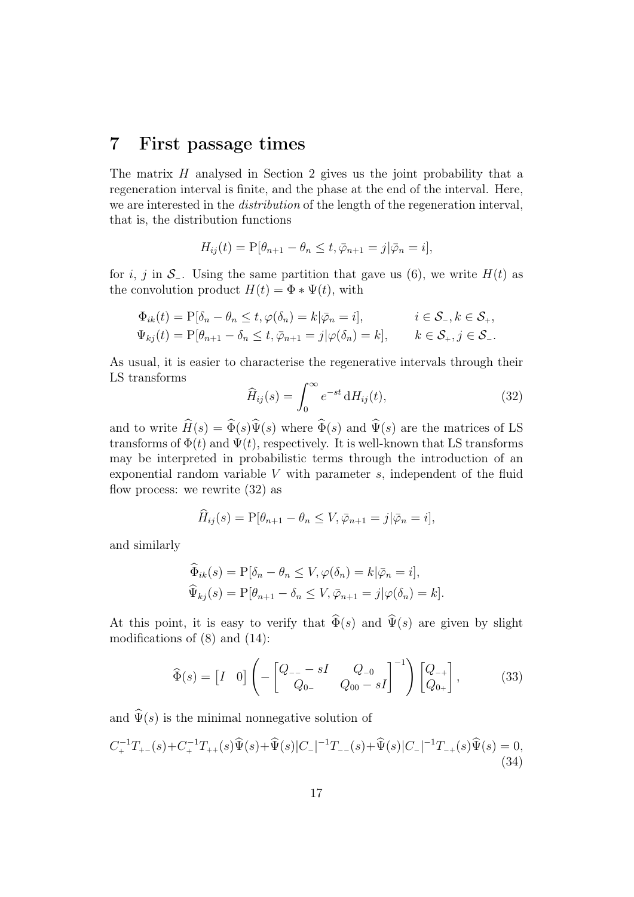# 7 First passage times

The matrix $H$ analysed in Section 2 gives us the joint probability that a regeneration interval is finite, and the phase at the end of the interval. Here, we are interested in the *distribution* of the length of the regeneration interval, that is, the distribution functions

$$H_{ij}(t) = \mathrm{P}[\theta_{n+1} - \theta_n \le t, \bar{\varphi}_{n+1} = j | \bar{\varphi}_n = i],$$

for $i$, $j$ in $\mathcal{S}_-$. Using the same partition that gave us (6), we write $H(t)$ as the convolution product $H(t) = \Phi * \Psi(t)$, with

$$\begin{aligned}
\Phi_{ik}(t) &= \mathrm{P}[\delta_n - \theta_n \le t, \varphi(\delta_n) = k | \bar{\varphi}_n = i], \qquad && i \in \mathcal{S}_-, k \in \mathcal{S}_+, \\
\Psi_{kj}(t) &= \mathrm{P}[\theta_{n+1} - \delta_n \le t, \bar{\varphi}_{n+1} = j | \varphi(\delta_n) = k], \qquad && k \in \mathcal{S}_+, j \in \mathcal{S}_-.
\end{aligned}$$

As usual, it is easier to characterise the regenerative intervals through their LS transforms

$$\widehat{H}_{ij}(s) = \int_0^\infty e^{-st} \,\mathrm{d}H_{ij}(t), \tag{32}$$

and to write $\widehat{H}(s) = \widehat{\Phi}(s)\widehat{\Psi}(s)$ where $\widehat{\Phi}(s)$ and $\widehat{\Psi}(s)$ are the matrices of LS transforms of $\Phi(t)$ and $\Psi(t)$, respectively. It is well-known that LS transforms may be interpreted in probabilistic terms through the introduction of an exponential random variable $V$ with parameter $s$, independent of the fluid flow process: we rewrite (32) as

$$\widehat{H}_{ij}(s) = \mathrm{P}[\theta_{n+1} - \theta_n \le V, \bar{\varphi}_{n+1} = j | \bar{\varphi}_n = i],$$

and similarly

$$\begin{aligned}
\widehat{\Phi}_{ik}(s) &= \mathrm{P}[\delta_n - \theta_n \le V, \varphi(\delta_n) = k | \bar{\varphi}_n = i], \\
\widehat{\Psi}_{kj}(s) &= \mathrm{P}[\theta_{n+1} - \delta_n \le V, \bar{\varphi}_{n+1} = j | \varphi(\delta_n) = k].
\end{aligned}$$

At this point, it is easy to verify that $\widehat{\Phi}(s)$ and $\widehat{\Psi}(s)$ are given by slight modifications of (8) and (14):

$$\widehat{\Phi}(s) = \begin{bmatrix} I & 0 \end{bmatrix} \left( - \begin{bmatrix} Q_{--} - sI & Q_{-0} \\ Q_{0-} & Q_{00} - sI \end{bmatrix}^{-1} \right) \begin{bmatrix} Q_{-+} \\ Q_{0+} \end{bmatrix}, \tag{33}$$

and $\widehat{\Psi}(s)$ is the minimal nonnegative solution of

$$C_+^{-1}T_{+-}(s) + C_+^{-1}T_{++}(s)\widehat{\Psi}(s) + \widehat{\Psi}(s)|C_-|^{-1}T_{--}(s) + \widehat{\Psi}(s)|C_-|^{-1}T_{-+}(s)\widehat{\Psi}(s) = 0, \tag{34}$$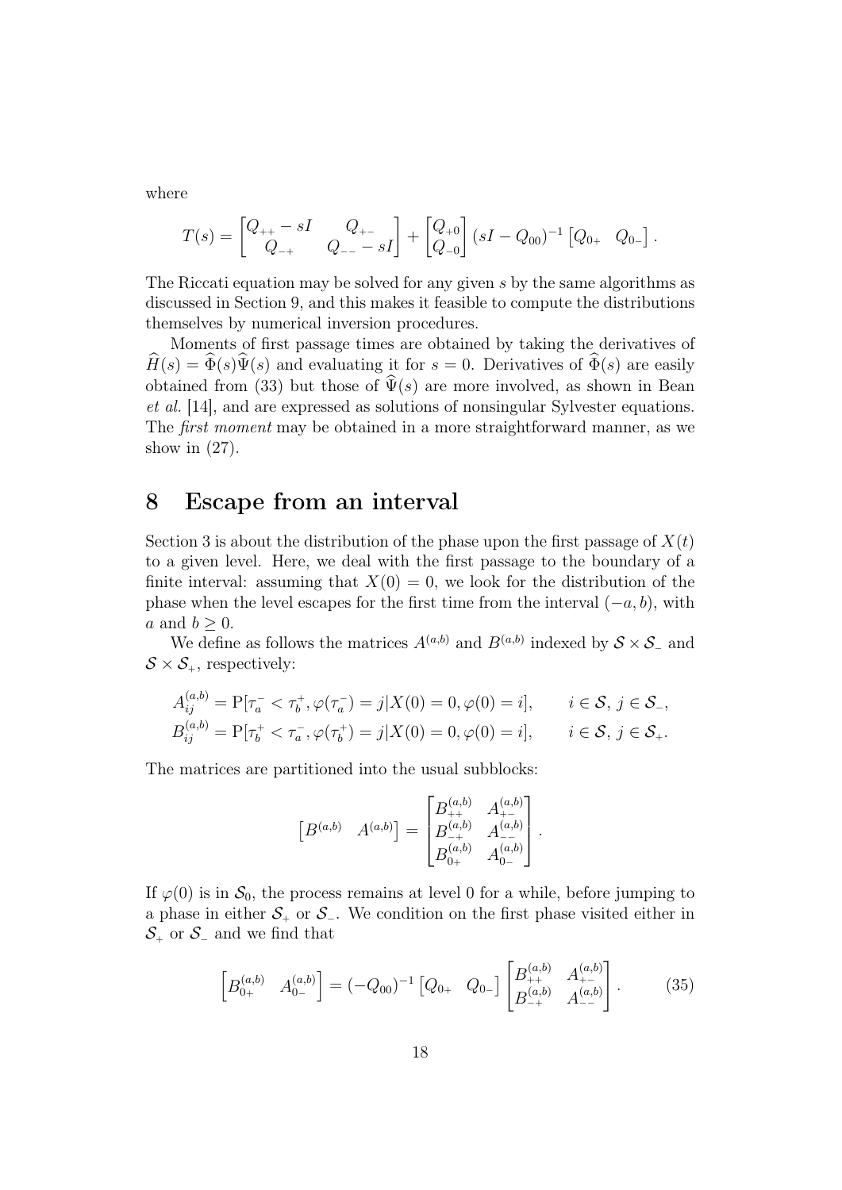where

$$
T(s) = \begin{bmatrix} Q_{++} - sI & Q_{+-} \\ Q_{-+} & Q_{--} - sI \end{bmatrix} + \begin{bmatrix} Q_{+0} \\ Q_{-0} \end{bmatrix} (sI - Q_{00})^{-1} \begin{bmatrix} Q_{0+} & Q_{0-} \end{bmatrix}.
$$

The Riccati equation may be solved for any given $s$ by the same algorithms as discussed in Section 9, and this makes it feasible to compute the distributions themselves by numerical inversion procedures.

Moments of first passage times are obtained by taking the derivatives of $\widehat{H}(s) = \widehat{\Phi}(s)\widehat{\Psi}(s)$ and evaluating it for $s = 0$. Derivatives of $\widehat{\Phi}(s)$ are easily obtained from (33) but those of $\widehat{\Psi}(s)$ are more involved, as shown in Bean *et al.* [14], and are expressed as solutions of nonsingular Sylvester equations. The *first moment* may be obtained in a more straightforward manner, as we show in (27).

# 8 Escape from an interval

Section 3 is about the distribution of the phase upon the first passage of $X(t)$ to a given level. Here, we deal with the first passage to the boundary of a finite interval: assuming that $X(0) = 0$, we look for the distribution of the phase when the level escapes for the first time from the interval $(-a, b)$, with $a$ and $b \geq 0$.

We define as follows the matrices $A^{(a,b)}$ and $B^{(a,b)}$ indexed by $\mathcal{S} \times \mathcal{S}_-$ and $\mathcal{S} \times \mathcal{S}_+$, respectively:

$$
\begin{aligned}
A^{(a,b)}_{ij} &= \mathrm{P}[\tau_a^- < \tau_b^+, \varphi(\tau_a^-) = j | X(0) = 0, \varphi(0) = i], \qquad i \in \mathcal{S},\ j \in \mathcal{S}_-, \\
B^{(a,b)}_{ij} &= \mathrm{P}[\tau_b^+ < \tau_a^-, \varphi(\tau_b^+) = j | X(0) = 0, \varphi(0) = i], \qquad i \in \mathcal{S},\ j \in \mathcal{S}_+.
\end{aligned}
$$

The matrices are partitioned into the usual subblocks:

$$
\begin{bmatrix} B^{(a,b)} & A^{(a,b)} \end{bmatrix} = \begin{bmatrix} B^{(a,b)}_{++} & A^{(a,b)}_{+-} \\ B^{(a,b)}_{-+} & A^{(a,b)}_{--} \\ B^{(a,b)}_{0+} & A^{(a,b)}_{0-} \end{bmatrix}.
$$

If $\varphi(0)$ is in $\mathcal{S}_0$, the process remains at level 0 for a while, before jumping to a phase in either $\mathcal{S}_+$ or $\mathcal{S}_-$. We condition on the first phase visited either in $\mathcal{S}_+$ or $\mathcal{S}_-$ and we find that

$$
\begin{bmatrix} B^{(a,b)}_{0+} & A^{(a,b)}_{0-} \end{bmatrix} = (-Q_{00})^{-1} \begin{bmatrix} Q_{0+} & Q_{0-} \end{bmatrix} \begin{bmatrix} B^{(a,b)}_{++} & A^{(a,b)}_{+-} \\ B^{(a,b)}_{-+} & A^{(a,b)}_{--} \end{bmatrix}. \tag{35}
$$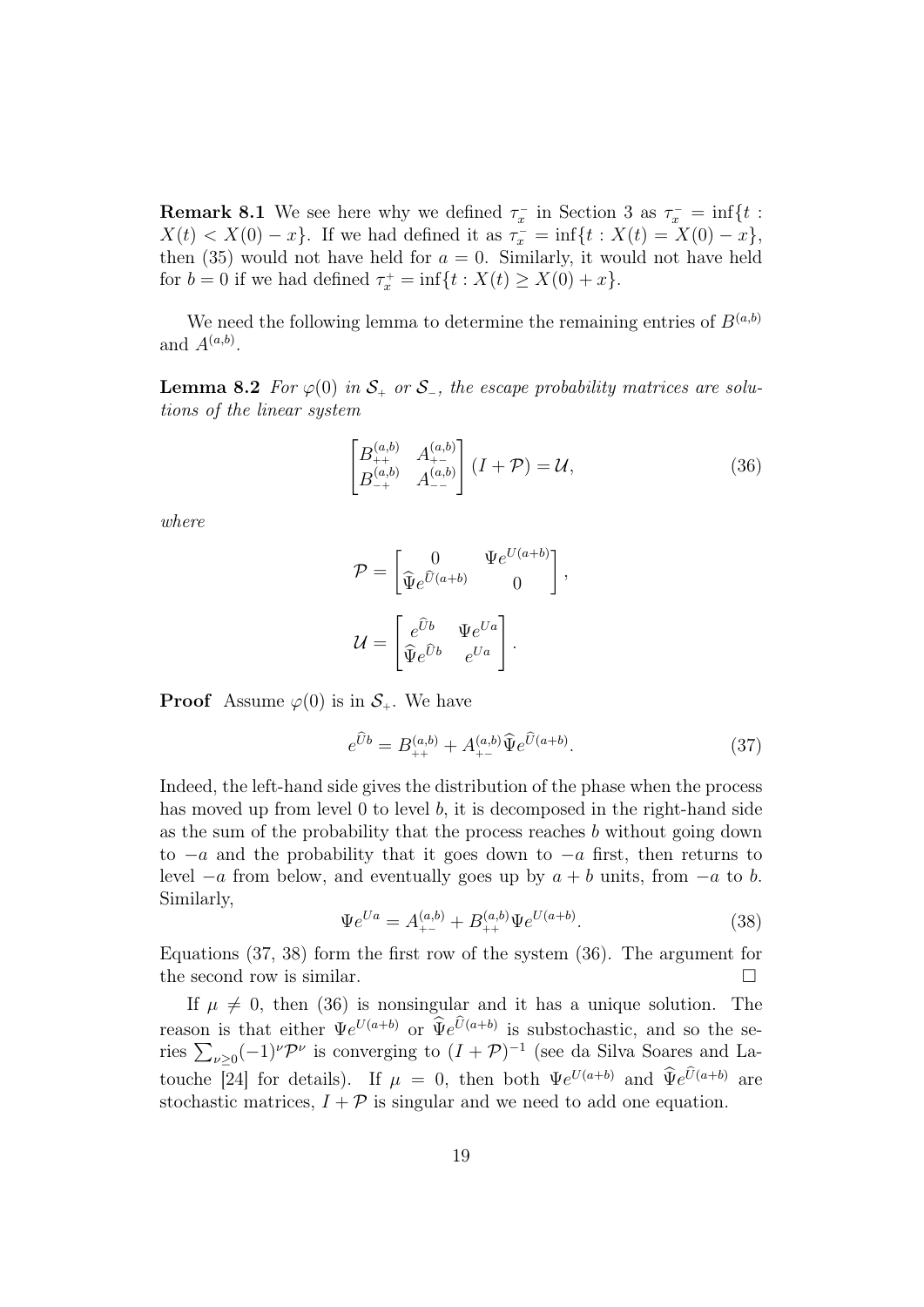**Remark 8.1** We see here why we defined $\tau_x^-$ in Section 3 as $\tau_x^- = \inf\{t : X(t) < X(0) - x\}$. If we had defined it as $\tau_x^- = \inf\{t : X(t) = X(0) - x\}$, then (35) would not have held for $a = 0$. Similarly, it would not have held for $b = 0$ if we had defined $\tau_x^+ = \inf\{t : X(t) \geq X(0) + x\}$.

We need the following lemma to determine the remaining entries of $B^{(a,b)}$ and $A^{(a,b)}$.

**Lemma 8.2** *For $\varphi(0)$ in $\mathcal{S}_+$ or $\mathcal{S}_-$, the escape probability matrices are solutions of the linear system*

$$\begin{bmatrix} B_{++}^{(a,b)} & A_{+-}^{(a,b)} \\ B_{-+}^{(a,b)} & A_{--}^{(a,b)} \end{bmatrix} (I + \mathcal{P}) = \mathcal{U}, \tag{36}$$

*where*

$$\mathcal{P} = \begin{bmatrix} 0 & \Psi e^{U(a+b)} \\ \widehat{\Psi} e^{\widehat{U}(a+b)} & 0 \end{bmatrix},$$

$$\mathcal{U} = \begin{bmatrix} e^{\widehat{U}b} & \Psi e^{Ua} \\ \widehat{\Psi} e^{\widehat{U}b} & e^{Ua} \end{bmatrix}.$$

**Proof** Assume $\varphi(0)$ is in $\mathcal{S}_+$. We have

$$e^{\widehat{U}b} = B_{++}^{(a,b)} + A_{+-}^{(a,b)} \widehat{\Psi} e^{\widehat{U}(a+b)}. \tag{37}$$

Indeed, the left-hand side gives the distribution of the phase when the process has moved up from level 0 to level $b$, it is decomposed in the right-hand side as the sum of the probability that the process reaches $b$ without going down to $-a$ and the probability that it goes down to $-a$ first, then returns to level $-a$ from below, and eventually goes up by $a + b$ units, from $-a$ to $b$. Similarly,

$$\Psi e^{Ua} = A_{+-}^{(a,b)} + B_{++}^{(a,b)} \Psi e^{U(a+b)}. \tag{38}$$

Equations (37, 38) form the first row of the system (36). The argument for the second row is similar. $\square$

If $\mu \neq 0$, then (36) is nonsingular and it has a unique solution. The reason is that either $\Psi e^{U(a+b)}$ or $\widehat{\Psi} e^{\widehat{U}(a+b)}$ is substochastic, and so the series $\sum_{\nu \geq 0} (-1)^\nu \mathcal{P}^\nu$ is converging to $(I + \mathcal{P})^{-1}$ (see da Silva Soares and Latouche [24] for details). If $\mu = 0$, then both $\Psi e^{U(a+b)}$ and $\widehat{\Psi} e^{\widehat{U}(a+b)}$ are stochastic matrices, $I + \mathcal{P}$ is singular and we need to add one equation.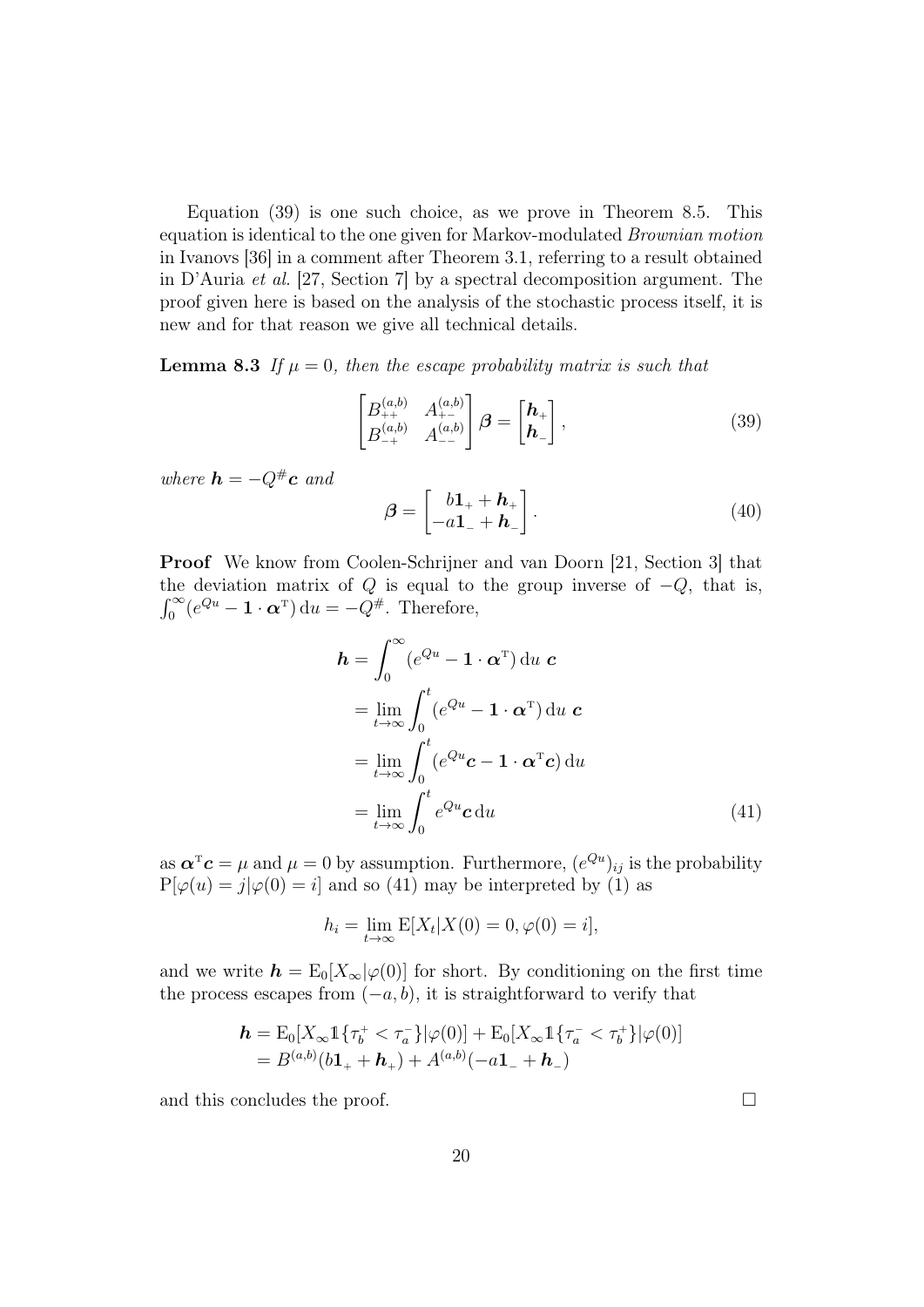Equation (39) is one such choice, as we prove in Theorem 8.5. This equation is identical to the one given for Markov-modulated *Brownian motion* in Ivanovs [36] in a comment after Theorem 3.1, referring to a result obtained in D'Auria *et al.* [27, Section 7] by a spectral decomposition argument. The proof given here is based on the analysis of the stochastic process itself, it is new and for that reason we give all technical details.

**Lemma 8.3** *If $\mu = 0$, then the escape probability matrix is such that*

$$\begin{bmatrix} B_{++}^{(a,b)} & A_{+-}^{(a,b)} \\ B_{-+}^{(a,b)} & A_{--}^{(a,b)} \end{bmatrix} \boldsymbol{\beta} = \begin{bmatrix} \boldsymbol{h}_{+} \\ \boldsymbol{h}_{-} \end{bmatrix}, \tag{39}$$

*where $\boldsymbol{h} = -Q^{\#}\boldsymbol{c}$ and*

$$\boldsymbol{\beta} = \begin{bmatrix} b\mathbf{1}_{+} + \boldsymbol{h}_{+} \\ -a\mathbf{1}_{-} + \boldsymbol{h}_{-} \end{bmatrix}. \tag{40}$$

**Proof** We know from Coolen-Schrijner and van Doorn [21, Section 3] that the deviation matrix of $Q$ is equal to the group inverse of $-Q$, that is, $\int_0^\infty (e^{Qu} - \mathbf{1} \cdot \boldsymbol{\alpha}^{\mathrm{T}})\,\mathrm{d}u = -Q^{\#}$. Therefore,

$$\begin{aligned} \boldsymbol{h} &= \int_0^\infty (e^{Qu} - \mathbf{1} \cdot \boldsymbol{\alpha}^{\mathrm{T}})\,\mathrm{d}u\ \boldsymbol{c} \\ &= \lim_{t\to\infty} \int_0^t (e^{Qu} - \mathbf{1} \cdot \boldsymbol{\alpha}^{\mathrm{T}})\,\mathrm{d}u\ \boldsymbol{c} \\ &= \lim_{t\to\infty} \int_0^t (e^{Qu}\boldsymbol{c} - \mathbf{1} \cdot \boldsymbol{\alpha}^{\mathrm{T}}\boldsymbol{c})\,\mathrm{d}u \\ &= \lim_{t\to\infty} \int_0^t e^{Qu}\boldsymbol{c}\,\mathrm{d}u \end{aligned} \tag{41}$$

as $\boldsymbol{\alpha}^{\mathrm{T}}\boldsymbol{c} = \mu$ and $\mu = 0$ by assumption. Furthermore, $(e^{Qu})_{ij}$ is the probability $\mathrm{P}[\varphi(u) = j | \varphi(0) = i]$ and so (41) may be interpreted by (1) as

$$h_i = \lim_{t\to\infty} \mathrm{E}[X_t | X(0) = 0, \varphi(0) = i],$$

and we write $\boldsymbol{h} = \mathrm{E}_0[X_\infty | \varphi(0)]$ for short. By conditioning on the first time the process escapes from $(-a, b)$, it is straightforward to verify that

$$\begin{aligned} \boldsymbol{h} &= \mathrm{E}_0[X_\infty \mathbb{1}\{\tau_b^+ < \tau_a^-\} | \varphi(0)] + \mathrm{E}_0[X_\infty \mathbb{1}\{\tau_a^- < \tau_b^+\} | \varphi(0)] \\ &= B^{(a,b)}(b\mathbf{1}_{+} + \boldsymbol{h}_{+}) + A^{(a,b)}(-a\mathbf{1}_{-} + \boldsymbol{h}_{-}) \end{aligned}$$

and this concludes the proof. $\square$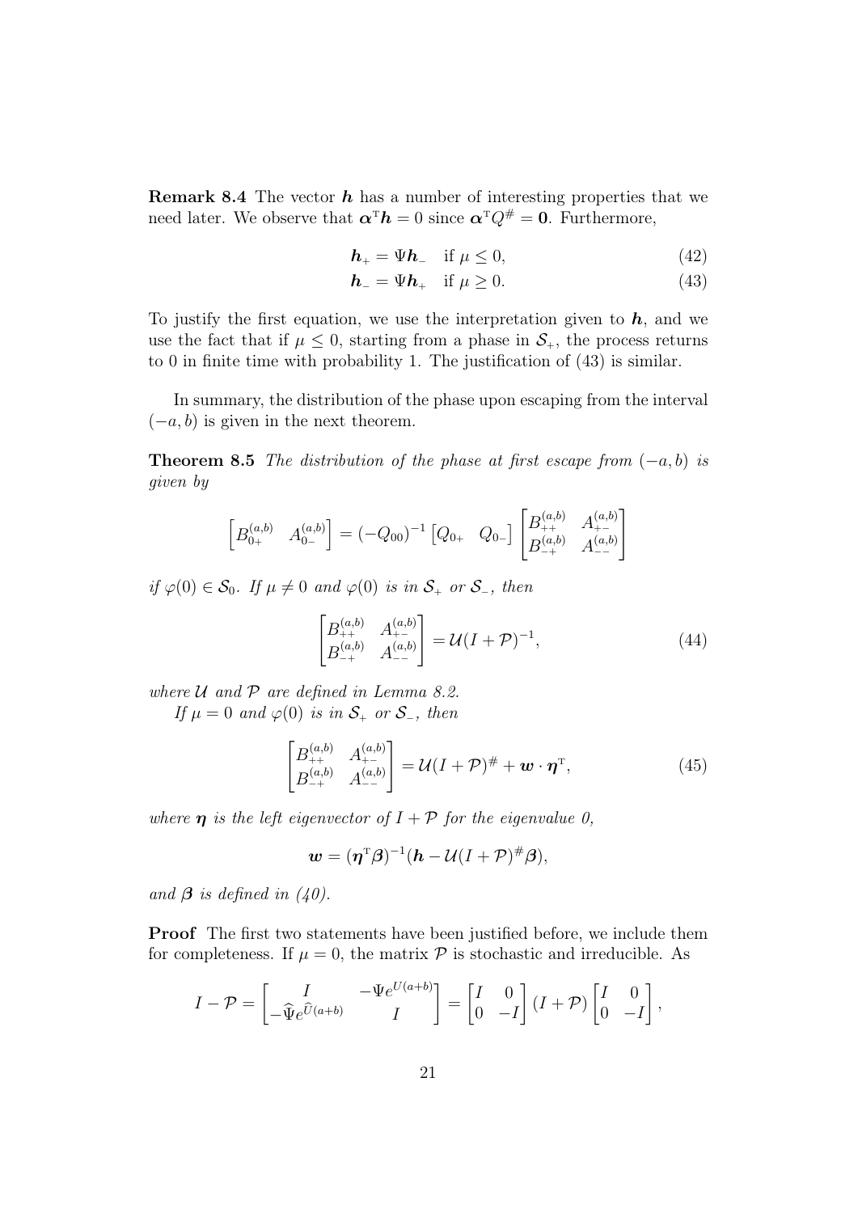**Remark 8.4** The vector $\boldsymbol{h}$ has a number of interesting properties that we need later. We observe that $\boldsymbol{\alpha}^{\mathrm{T}}\boldsymbol{h} = 0$ since $\boldsymbol{\alpha}^{\mathrm{T}} Q^{\#} = \mathbf{0}$. Furthermore,

$$\boldsymbol{h}_{+} = \Psi \boldsymbol{h}_{-} \quad \text{if } \mu \leq 0, \tag{42}$$

$$\boldsymbol{h}_{-} = \Psi \boldsymbol{h}_{+} \quad \text{if } \mu \geq 0. \tag{43}$$

To justify the first equation, we use the interpretation given to $\boldsymbol{h}$, and we use the fact that if $\mu \leq 0$, starting from a phase in $\mathcal{S}_{+}$, the process returns to 0 in finite time with probability 1. The justification of (43) is similar.

In summary, the distribution of the phase upon escaping from the interval $(-a, b)$ is given in the next theorem.

**Theorem 8.5** *The distribution of the phase at first escape from $(-a, b)$ is given by*

$$\begin{bmatrix} B_{0+}^{(a,b)} & A_{0-}^{(a,b)} \end{bmatrix} = (-Q_{00})^{-1} \begin{bmatrix} Q_{0+} & Q_{0-} \end{bmatrix} \begin{bmatrix} B_{++}^{(a,b)} & A_{+-}^{(a,b)} \\ B_{-+}^{(a,b)} & A_{--}^{(a,b)} \end{bmatrix}$$

*if $\varphi(0) \in \mathcal{S}_0$. If $\mu \neq 0$ and $\varphi(0)$ is in $\mathcal{S}_{+}$ or $\mathcal{S}_{-}$, then*

$$\begin{bmatrix} B_{++}^{(a,b)} & A_{+-}^{(a,b)} \\ B_{-+}^{(a,b)} & A_{--}^{(a,b)} \end{bmatrix} = \mathcal{U}(I + \mathcal{P})^{-1}, \tag{44}$$

*where $\mathcal{U}$ and $\mathcal{P}$ are defined in Lemma 8.2.*

*If $\mu = 0$ and $\varphi(0)$ is in $\mathcal{S}_{+}$ or $\mathcal{S}_{-}$, then*

$$\begin{bmatrix} B_{++}^{(a,b)} & A_{+-}^{(a,b)} \\ B_{-+}^{(a,b)} & A_{--}^{(a,b)} \end{bmatrix} = \mathcal{U}(I + \mathcal{P})^{\#} + \boldsymbol{w} \cdot \boldsymbol{\eta}^{\mathrm{T}}, \tag{45}$$

*where $\boldsymbol{\eta}$ is the left eigenvector of $I + \mathcal{P}$ for the eigenvalue 0,*

$$\boldsymbol{w} = (\boldsymbol{\eta}^{\mathrm{T}} \boldsymbol{\beta})^{-1} (\boldsymbol{h} - \mathcal{U}(I + \mathcal{P})^{\#} \boldsymbol{\beta}),$$

*and $\boldsymbol{\beta}$ is defined in (40).*

**Proof** The first two statements have been justified before, we include them for completeness. If $\mu = 0$, the matrix $\mathcal{P}$ is stochastic and irreducible. As

$$I - \mathcal{P} = \begin{bmatrix} I & -\Psi e^{U(a+b)} \\ -\widehat{\Psi} e^{\widehat{U}(a+b)} & I \end{bmatrix} = \begin{bmatrix} I & 0 \\ 0 & -I \end{bmatrix} (I + \mathcal{P}) \begin{bmatrix} I & 0 \\ 0 & -I \end{bmatrix},$$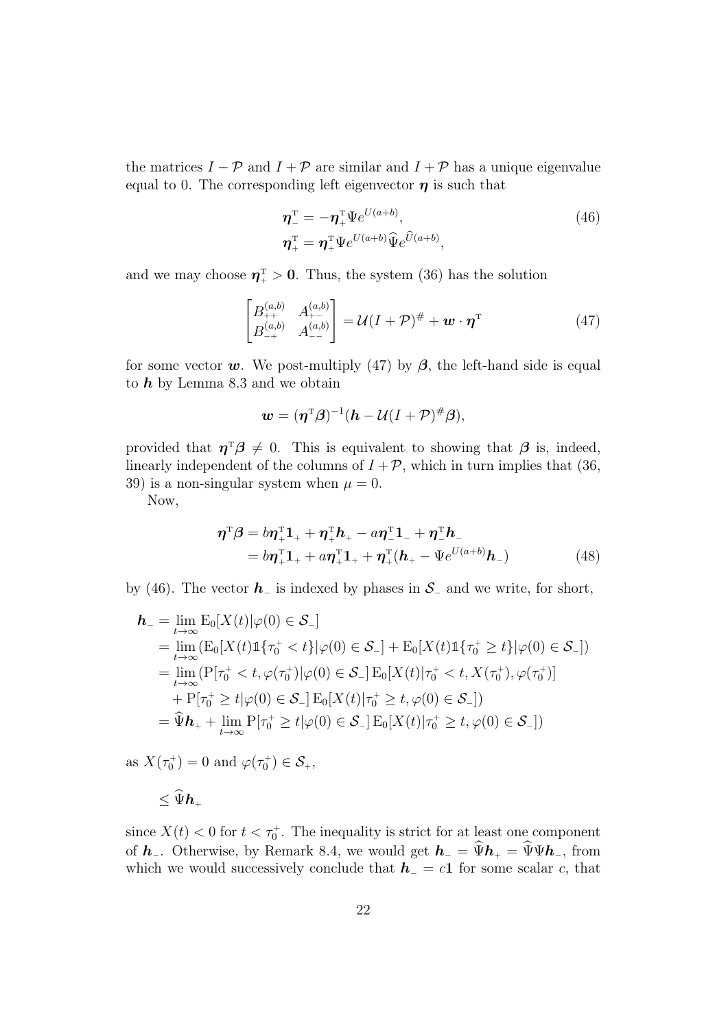the matrices $I - \mathcal{P}$ and $I + \mathcal{P}$ are similar and $I + \mathcal{P}$ has a unique eigenvalue equal to 0. The corresponding left eigenvector $\boldsymbol{\eta}$ is such that

$$
\begin{aligned}
\boldsymbol{\eta}_{-}^{\mathrm{T}} &= -\boldsymbol{\eta}_{+}^{\mathrm{T}} \Psi e^{U(a+b)}, \\
\boldsymbol{\eta}_{+}^{\mathrm{T}} &= \boldsymbol{\eta}_{+}^{\mathrm{T}} \Psi e^{U(a+b)} \widehat{\Psi} e^{\widehat{U}(a+b)},
\end{aligned} \tag{46}
$$

and we may choose $\boldsymbol{\eta}_{+}^{\mathrm{T}} > \mathbf{0}$. Thus, the system (36) has the solution

$$
\begin{bmatrix} B_{++}^{(a,b)} & A_{+-}^{(a,b)} \\ B_{-+}^{(a,b)} & A_{--}^{(a,b)} \end{bmatrix} = \mathcal{U}(I + \mathcal{P})^{\#} + \boldsymbol{w} \cdot \boldsymbol{\eta}^{\mathrm{T}} \tag{47}
$$

for some vector $\boldsymbol{w}$. We post-multiply (47) by $\boldsymbol{\beta}$, the left-hand side is equal to $\boldsymbol{h}$ by Lemma 8.3 and we obtain

$$
\boldsymbol{w} = (\boldsymbol{\eta}^{\mathrm{T}} \boldsymbol{\beta})^{-1} (\boldsymbol{h} - \mathcal{U}(I + \mathcal{P})^{\#} \boldsymbol{\beta}),
$$

provided that $\boldsymbol{\eta}^{\mathrm{T}} \boldsymbol{\beta} \neq 0$. This is equivalent to showing that $\boldsymbol{\beta}$ is, indeed, linearly independent of the columns of $I + \mathcal{P}$, which in turn implies that (36, 39) is a non-singular system when $\mu = 0$.

Now,

$$
\begin{aligned}
\boldsymbol{\eta}^{\mathrm{T}} \boldsymbol{\beta} &= b \boldsymbol{\eta}_{+}^{\mathrm{T}} \mathbf{1}_{+} + \boldsymbol{\eta}_{+}^{\mathrm{T}} \boldsymbol{h}_{+} - a \boldsymbol{\eta}_{-}^{\mathrm{T}} \mathbf{1}_{-} + \boldsymbol{\eta}_{-}^{\mathrm{T}} \boldsymbol{h}_{-} \\
&= b \boldsymbol{\eta}_{+}^{\mathrm{T}} \mathbf{1}_{+} + a \boldsymbol{\eta}_{+}^{\mathrm{T}} \mathbf{1}_{+} + \boldsymbol{\eta}_{+}^{\mathrm{T}} (\boldsymbol{h}_{+} - \Psi e^{U(a+b)} \boldsymbol{h}_{-})
\end{aligned} \tag{48}
$$

by (46). The vector $\boldsymbol{h}_{-}$ is indexed by phases in $\mathcal{S}_{-}$ and we write, for short,

$$
\begin{aligned}
\boldsymbol{h}_{-} &= \lim_{t \to \infty} \mathrm{E}_0[X(t) | \varphi(0) \in \mathcal{S}_{-}] \\
&= \lim_{t \to \infty} (\mathrm{E}_0[X(t) \mathbb{1}\{\tau_0^{+} < t\} | \varphi(0) \in \mathcal{S}_{-}] + \mathrm{E}_0[X(t) \mathbb{1}\{\tau_0^{+} \geq t\} | \varphi(0) \in \mathcal{S}_{-}]) \\
&= \lim_{t \to \infty} (\mathrm{P}[\tau_0^{+} < t, \varphi(\tau_0^{+}) | \varphi(0) \in \mathcal{S}_{-}] \, \mathrm{E}_0[X(t) | \tau_0^{+} < t, X(\tau_0^{+}), \varphi(\tau_0^{+})] \\
&\quad + \mathrm{P}[\tau_0^{+} \geq t | \varphi(0) \in \mathcal{S}_{-}] \, \mathrm{E}_0[X(t) | \tau_0^{+} \geq t, \varphi(0) \in \mathcal{S}_{-}]) \\
&= \widehat{\Psi} \boldsymbol{h}_{+} + \lim_{t \to \infty} \mathrm{P}[\tau_0^{+} \geq t | \varphi(0) \in \mathcal{S}_{-}] \, \mathrm{E}_0[X(t) | \tau_0^{+} \geq t, \varphi(0) \in \mathcal{S}_{-}])
\end{aligned}
$$

as $X(\tau_0^{+}) = 0$ and $\varphi(\tau_0^{+}) \in \mathcal{S}_{+}$,

$$
\leq \widehat{\Psi} \boldsymbol{h}_{+}
$$

since $X(t) < 0$ for $t < \tau_0^{+}$. The inequality is strict for at least one component of $\boldsymbol{h}_{-}$. Otherwise, by Remark 8.4, we would get $\boldsymbol{h}_{-} = \widehat{\Psi} \boldsymbol{h}_{+} = \widehat{\Psi} \Psi \boldsymbol{h}_{-}$, from which we would successively conclude that $\boldsymbol{h}_{-} = c\mathbf{1}$ for some scalar $c$, that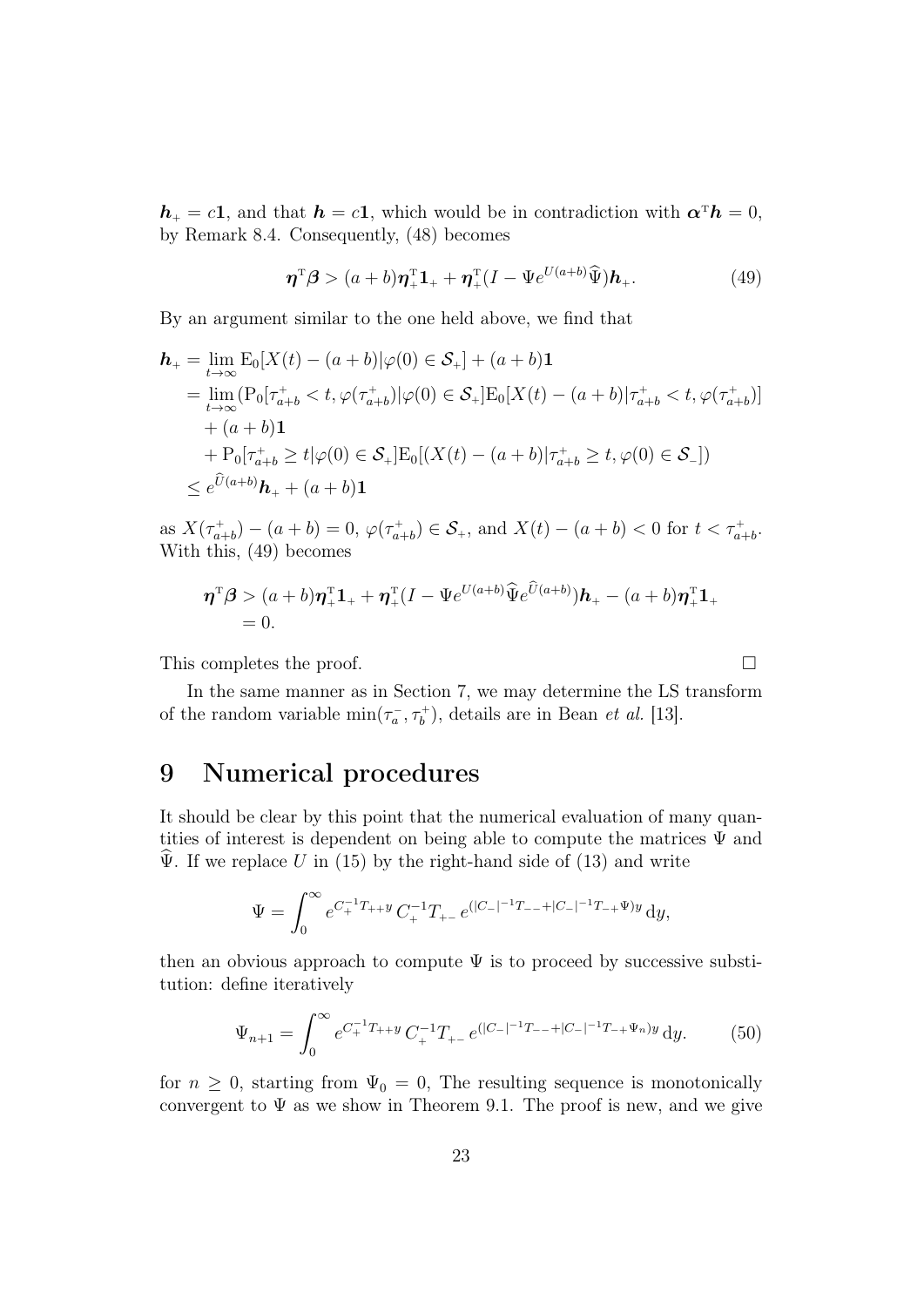$\boldsymbol{h}_+ = c\mathbf{1}$, and that $\boldsymbol{h} = c\mathbf{1}$, which would be in contradiction with $\boldsymbol{\alpha}^{\mathrm{T}}\boldsymbol{h} = 0$, by Remark 8.4. Consequently, (48) becomes

$$\boldsymbol{\eta}^{\mathrm{T}}\boldsymbol{\beta} > (a+b)\boldsymbol{\eta}_+^{\mathrm{T}}\mathbf{1}_+ + \boldsymbol{\eta}_+^{\mathrm{T}}(I - \Psi e^{U(a+b)}\widehat{\Psi})\boldsymbol{h}_+. \tag{49}$$

By an argument similar to the one held above, we find that

$$\begin{aligned}
\boldsymbol{h}_+ &= \lim_{t\to\infty} \mathrm{E}_0[X(t) - (a+b)|\varphi(0) \in \mathcal{S}_+] + (a+b)\mathbf{1} \\
&= \lim_{t\to\infty} (\mathrm{P}_0[\tau_{a+b}^+ < t, \varphi(\tau_{a+b}^+)|\varphi(0) \in \mathcal{S}_+]\mathrm{E}_0[X(t) - (a+b)|\tau_{a+b}^+ < t, \varphi(\tau_{a+b}^+)] \\
&\quad + (a+b)\mathbf{1} \\
&\quad + \mathrm{P}_0[\tau_{a+b}^+ \geq t|\varphi(0) \in \mathcal{S}_+]\mathrm{E}_0[(X(t) - (a+b)|\tau_{a+b}^+ \geq t, \varphi(0) \in \mathcal{S}_-]) \\
&\leq e^{\widehat{U}(a+b)}\boldsymbol{h}_+ + (a+b)\mathbf{1}
\end{aligned}$$

as $X(\tau_{a+b}^+) - (a+b) = 0$, $\varphi(\tau_{a+b}^+) \in \mathcal{S}_+$, and $X(t) - (a+b) < 0$ for $t < \tau_{a+b}^+$. With this, (49) becomes

$$\begin{aligned}
\boldsymbol{\eta}^{\mathrm{T}}\boldsymbol{\beta} &> (a+b)\boldsymbol{\eta}_+^{\mathrm{T}}\mathbf{1}_+ + \boldsymbol{\eta}_+^{\mathrm{T}}(I - \Psi e^{U(a+b)}\widehat{\Psi}e^{\widehat{U}(a+b)})\boldsymbol{h}_+ - (a+b)\boldsymbol{\eta}_+^{\mathrm{T}}\mathbf{1}_+ \\
&= 0.
\end{aligned}$$

This completes the proof. $\square$

In the same manner as in Section 7, we may determine the LS transform of the random variable $\min(\tau_a^-, \tau_b^+)$, details are in Bean *et al.* [13].

# 9 Numerical procedures

It should be clear by this point that the numerical evaluation of many quantities of interest is dependent on being able to compute the matrices $\Psi$ and $\widehat{\Psi}$. If we replace $U$ in (15) by the right-hand side of (13) and write

$$\Psi = \int_0^\infty e^{C_+^{-1}T_{++}y}\, C_+^{-1}T_{+-}\, e^{(|C_-|^{-1}T_{--}+|C_-|^{-1}T_{-+}\Psi)y}\,\mathrm{d}y,$$

then an obvious approach to compute $\Psi$ is to proceed by successive substitution: define iteratively

$$\Psi_{n+1} = \int_0^\infty e^{C_+^{-1}T_{++}y}\, C_+^{-1}T_{+-}\, e^{(|C_-|^{-1}T_{--}+|C_-|^{-1}T_{-+}\Psi_n)y}\,\mathrm{d}y. \tag{50}$$

for $n \geq 0$, starting from $\Psi_0 = 0$, The resulting sequence is monotonically convergent to $\Psi$ as we show in Theorem 9.1. The proof is new, and we give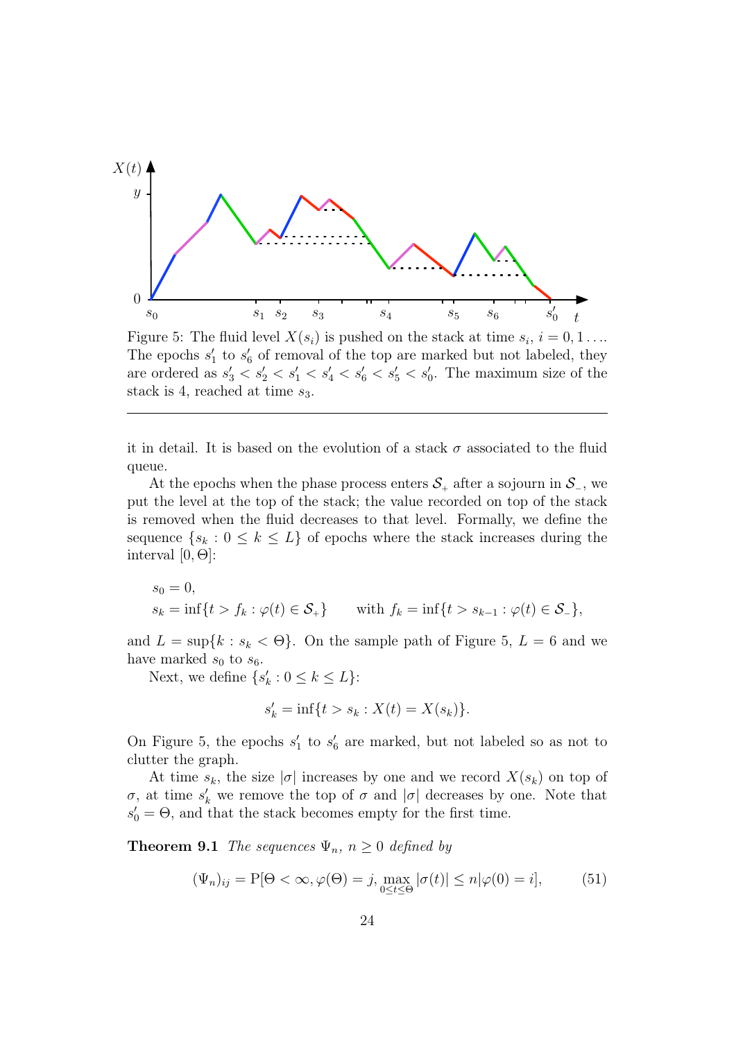Figure 5: The fluid level $X(s_i)$ is pushed on the stack at time $s_i$, $i = 0, 1 \ldots$. The epochs $s'_1$ to $s'_6$ of removal of the top are marked but not labeled, they are ordered as $s'_3 < s'_2 < s'_1 < s'_4 < s'_6 < s'_5 < s'_0$. The maximum size of the stack is 4, reached at time $s_3$.

---

it in detail. It is based on the evolution of a stack $\sigma$ associated to the fluid queue.

At the epochs when the phase process enters $\mathcal{S}_+$ after a sojourn in $\mathcal{S}_-$, we put the level at the top of the stack; the value recorded on top of the stack is removed when the fluid decreases to that level. Formally, we define the sequence $\{s_k : 0 \leq k \leq L\}$ of epochs where the stack increases during the interval $[0, \Theta]$:

$$s_0 = 0,$$
$$s_k = \inf\{t > f_k : \varphi(t) \in \mathcal{S}_+\} \qquad \text{with } f_k = \inf\{t > s_{k-1} : \varphi(t) \in \mathcal{S}_-\},$$

and $L = \sup\{k : s_k < \Theta\}$. On the sample path of Figure 5, $L = 6$ and we have marked $s_0$ to $s_6$.

Next, we define $\{s'_k : 0 \leq k \leq L\}$:

$$s'_k = \inf\{t > s_k : X(t) = X(s_k)\}.$$

On Figure 5, the epochs $s'_1$ to $s'_6$ are marked, but not labeled so as not to clutter the graph.

At time $s_k$, the size $|\sigma|$ increases by one and we record $X(s_k)$ on top of $\sigma$, at time $s'_k$ we remove the top of $\sigma$ and $|\sigma|$ decreases by one. Note that $s'_0 = \Theta$, and that the stack becomes empty for the first time.

**Theorem 9.1** *The sequences $\Psi_n$, $n \geq 0$ defined by*

$$(\Psi_n)_{ij} = \mathrm{P}[\Theta < \infty, \varphi(\Theta) = j, \max_{0 \leq t \leq \Theta} |\sigma(t)| \leq n | \varphi(0) = i], \tag{51}$$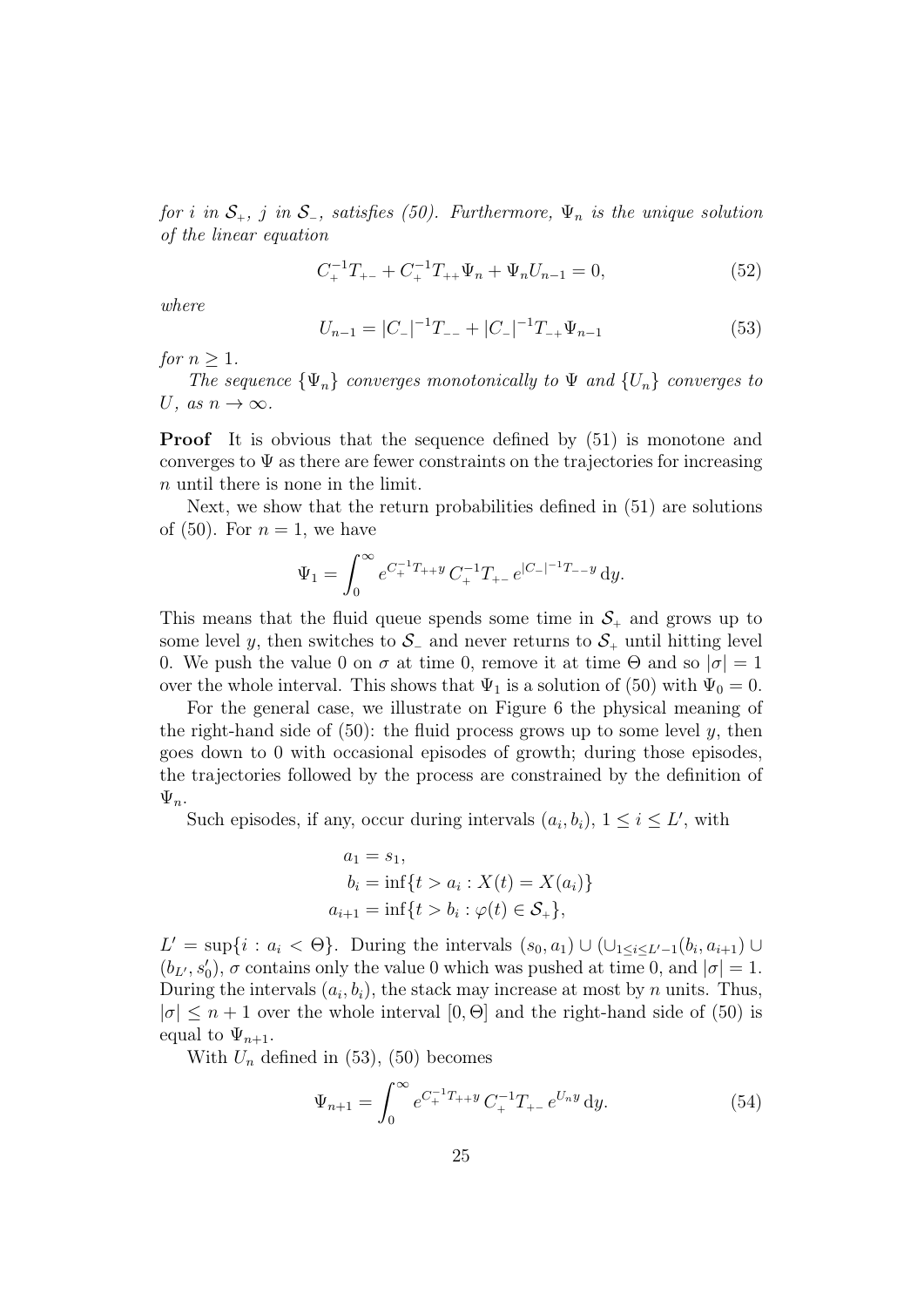*for $i$ in $\mathcal{S}_+$, $j$ in $\mathcal{S}_-$, satisfies (50). Furthermore, $\Psi_n$ is the unique solution of the linear equation*

$$C_+^{-1}T_{+-} + C_+^{-1}T_{++}\Psi_n + \Psi_n U_{n-1} = 0, \tag{52}$$

*where*

$$U_{n-1} = |C_-|^{-1}T_{--} + |C_-|^{-1}T_{-+}\Psi_{n-1} \tag{53}$$

*for $n \geq 1$.*

*The sequence $\{\Psi_n\}$ converges monotonically to $\Psi$ and $\{U_n\}$ converges to $U$, as $n \to \infty$.*

**Proof** It is obvious that the sequence defined by (51) is monotone and converges to $\Psi$ as there are fewer constraints on the trajectories for increasing $n$ until there is none in the limit.

Next, we show that the return probabilities defined in (51) are solutions of (50). For $n = 1$, we have

$$\Psi_1 = \int_0^\infty e^{C_+^{-1}T_{++}y}\, C_+^{-1}T_{+-}\, e^{|C_-|^{-1}T_{--}y}\, \mathrm{d}y.$$

This means that the fluid queue spends some time in $\mathcal{S}_+$ and grows up to some level $y$, then switches to $\mathcal{S}_-$ and never returns to $\mathcal{S}_+$ until hitting level 0. We push the value 0 on $\sigma$ at time 0, remove it at time $\Theta$ and so $|\sigma| = 1$ over the whole interval. This shows that $\Psi_1$ is a solution of (50) with $\Psi_0 = 0$.

For the general case, we illustrate on Figure 6 the physical meaning of the right-hand side of (50): the fluid process grows up to some level $y$, then goes down to 0 with occasional episodes of growth; during those episodes, the trajectories followed by the process are constrained by the definition of $\Psi_n$.

Such episodes, if any, occur during intervals $(a_i, b_i)$, $1 \leq i \leq L'$, with

$$\begin{aligned} a_1 &= s_1, \\ b_i &= \inf\{t > a_i : X(t) = X(a_i)\} \\ a_{i+1} &= \inf\{t > b_i : \varphi(t) \in \mathcal{S}_+\}, \end{aligned}$$

$L' = \sup\{i : a_i < \Theta\}$. During the intervals $(s_0, a_1) \cup (\cup_{1 \leq i \leq L'-1}(b_i, a_{i+1}) \cup (b_{L'}, s_0')$, $\sigma$ contains only the value 0 which was pushed at time 0, and $|\sigma| = 1$. During the intervals $(a_i, b_i)$, the stack may increase at most by $n$ units. Thus, $|\sigma| \leq n + 1$ over the whole interval $[0, \Theta]$ and the right-hand side of (50) is equal to $\Psi_{n+1}$.

With $U_n$ defined in (53), (50) becomes

$$\Psi_{n+1} = \int_0^\infty e^{C_+^{-1}T_{++}y}\, C_+^{-1}T_{+-}\, e^{U_n y}\, \mathrm{d}y. \tag{54}$$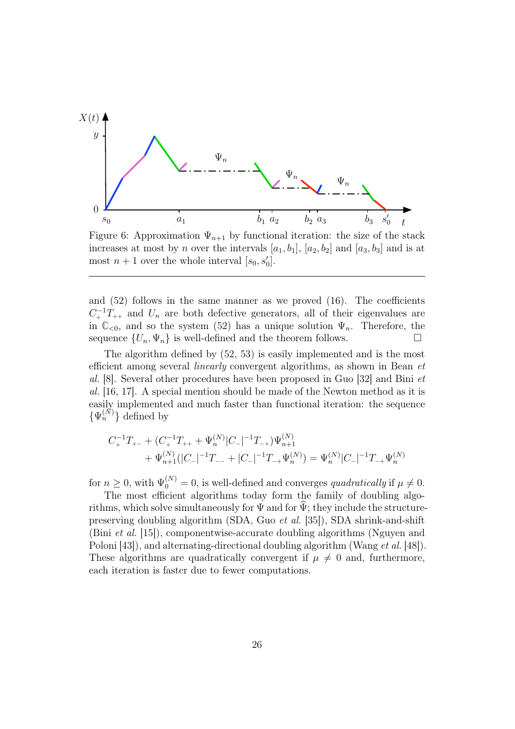Figure 6: Approximation $\Psi_{n+1}$ by functional iteration: the size of the stack increases at most by $n$ over the intervals $[a_1, b_1]$, $[a_2, b_2]$ and $[a_3, b_3]$ and is at most $n+1$ over the whole interval $[s_0, s_0']$.

---

and (52) follows in the same manner as we proved (16). The coefficients $C_+^{-1}T_{++}$ and $U_n$ are both defective generators, all of their eigenvalues are in $\mathbb{C}_{<0}$, and so the system (52) has a unique solution $\Psi_n$. Therefore, the sequence $\{U_n, \Psi_n\}$ is well-defined and the theorem follows. □

The algorithm defined by (52, 53) is easily implemented and is the most efficient among several *linearly* convergent algorithms, as shown in Bean *et al.* [8]. Several other procedures have been proposed in Guo [32] and Bini *et al.* [16, 17]. A special mention should be made of the Newton method as it is easily implemented and much faster than functional iteration: the sequence $\{\Psi_n^{(N)}\}$ defined by

$$
\begin{aligned}
C_+^{-1}T_{+-} + (C_+^{-1}T_{++} + \Psi_n^{(N)}|C_-|^{-1}T_{-+})\Psi_{n+1}^{(N)} \\
+ \Psi_{n+1}^{(N)}(|C_-|^{-1}T_{--} + |C_-|^{-1}T_{-+}\Psi_n^{(N)}) = \Psi_n^{(N)}|C_-|^{-1}T_{-+}\Psi_n^{(N)}
\end{aligned}
$$

for $n \geq 0$, with $\Psi_0^{(N)} = 0$, is well-defined and converges *quadratically* if $\mu \neq 0$.

The most efficient algorithms today form the family of doubling algorithms, which solve simultaneously for $\Psi$ and for $\widehat{\Psi}$; they include the structure-preserving doubling algorithm (SDA, Guo *et al.* [35]), SDA shrink-and-shift (Bini *et al.* [15]), componentwise-accurate doubling algorithms (Nguyen and Poloni [43]), and alternating-directional doubling algorithm (Wang *et al.* [48]). These algorithms are quadratically convergent if $\mu \neq 0$ and, furthermore, each iteration is faster due to fewer computations.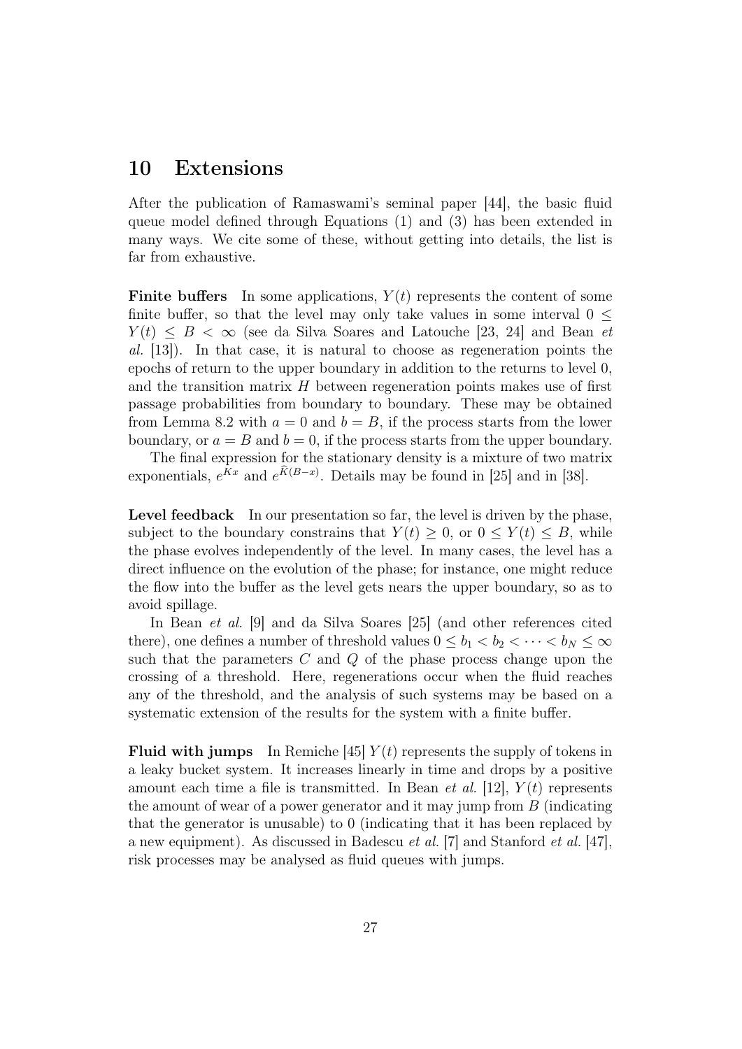# 10 Extensions

After the publication of Ramaswami's seminal paper [44], the basic fluid queue model defined through Equations (1) and (3) has been extended in many ways. We cite some of these, without getting into details, the list is far from exhaustive.

**Finite buffers** In some applications, $Y(t)$ represents the content of some finite buffer, so that the level may only take values in some interval $0 \leq Y(t) \leq B < \infty$ (see da Silva Soares and Latouche [23, 24] and Bean *et al.* [13]). In that case, it is natural to choose as regeneration points the epochs of return to the upper boundary in addition to the returns to level 0, and the transition matrix $H$ between regeneration points makes use of first passage probabilities from boundary to boundary. These may be obtained from Lemma 8.2 with $a = 0$ and $b = B$, if the process starts from the lower boundary, or $a = B$ and $b = 0$, if the process starts from the upper boundary.

The final expression for the stationary density is a mixture of two matrix exponentials, $e^{Kx}$ and $e^{\widehat{K}(B-x)}$. Details may be found in [25] and in [38].

**Level feedback** In our presentation so far, the level is driven by the phase, subject to the boundary constrains that $Y(t) \geq 0$, or $0 \leq Y(t) \leq B$, while the phase evolves independently of the level. In many cases, the level has a direct influence on the evolution of the phase; for instance, one might reduce the flow into the buffer as the level gets nears the upper boundary, so as to avoid spillage.

In Bean *et al.* [9] and da Silva Soares [25] (and other references cited there), one defines a number of threshold values $0 \leq b_1 < b_2 < \cdots < b_N \leq \infty$ such that the parameters $C$ and $Q$ of the phase process change upon the crossing of a threshold. Here, regenerations occur when the fluid reaches any of the threshold, and the analysis of such systems may be based on a systematic extension of the results for the system with a finite buffer.

**Fluid with jumps** In Remiche [45] $Y(t)$ represents the supply of tokens in a leaky bucket system. It increases linearly in time and drops by a positive amount each time a file is transmitted. In Bean *et al.* [12], $Y(t)$ represents the amount of wear of a power generator and it may jump from $B$ (indicating that the generator is unusable) to 0 (indicating that it has been replaced by a new equipment). As discussed in Badescu *et al.* [7] and Stanford *et al.* [47], risk processes may be analysed as fluid queues with jumps.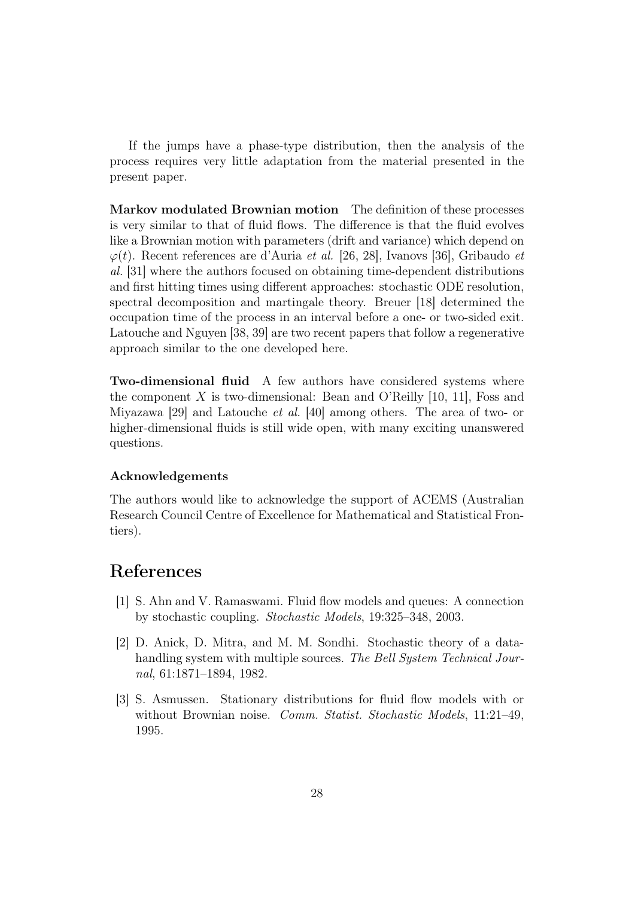If the jumps have a phase-type distribution, then the analysis of the process requires very little adaptation from the material presented in the present paper.

**Markov modulated Brownian motion** The definition of these processes is very similar to that of fluid flows. The difference is that the fluid evolves like a Brownian motion with parameters (drift and variance) which depend on $\varphi(t)$. Recent references are d'Auria *et al.* [26, 28], Ivanovs [36], Gribaudo *et al.* [31] where the authors focused on obtaining time-dependent distributions and first hitting times using different approaches: stochastic ODE resolution, spectral decomposition and martingale theory. Breuer [18] determined the occupation time of the process in an interval before a one- or two-sided exit. Latouche and Nguyen [38, 39] are two recent papers that follow a regenerative approach similar to the one developed here.

**Two-dimensional fluid** A few authors have considered systems where the component $X$ is two-dimensional: Bean and O'Reilly [10, 11], Foss and Miyazawa [29] and Latouche *et al.* [40] among others. The area of two- or higher-dimensional fluids is still wide open, with many exciting unanswered questions.

### Acknowledgements

The authors would like to acknowledge the support of ACEMS (Australian Research Council Centre of Excellence for Mathematical and Statistical Frontiers).

# References

[1] S. Ahn and V. Ramaswami. Fluid flow models and queues: A connection by stochastic coupling. *Stochastic Models*, 19:325–348, 2003.

[2] D. Anick, D. Mitra, and M. M. Sondhi. Stochastic theory of a data-handling system with multiple sources. *The Bell System Technical Journal*, 61:1871–1894, 1982.

[3] S. Asmussen. Stationary distributions for fluid flow models with or without Brownian noise. *Comm. Statist. Stochastic Models*, 11:21–49, 1995.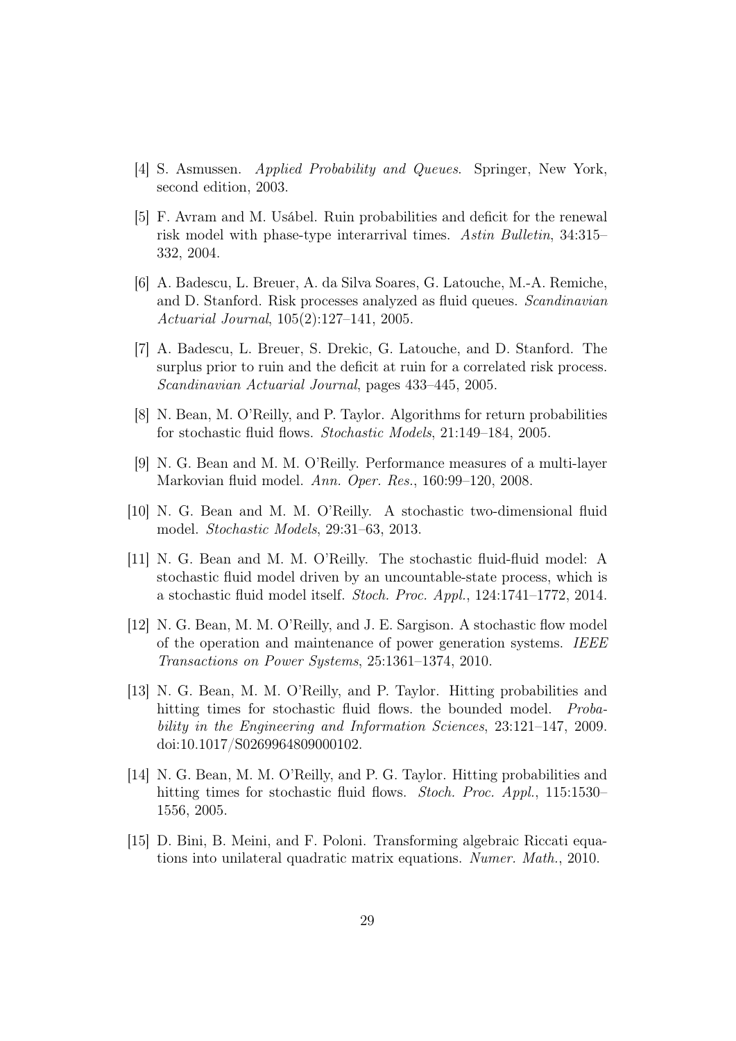[4] S. Asmussen. *Applied Probability and Queues*. Springer, New York, second edition, 2003.

[5] F. Avram and M. Usábel. Ruin probabilities and deficit for the renewal risk model with phase-type interarrival times. *Astin Bulletin*, 34:315–332, 2004.

[6] A. Badescu, L. Breuer, A. da Silva Soares, G. Latouche, M.-A. Remiche, and D. Stanford. Risk processes analyzed as fluid queues. *Scandinavian Actuarial Journal*, 105(2):127–141, 2005.

[7] A. Badescu, L. Breuer, S. Drekic, G. Latouche, and D. Stanford. The surplus prior to ruin and the deficit at ruin for a correlated risk process. *Scandinavian Actuarial Journal*, pages 433–445, 2005.

[8] N. Bean, M. O'Reilly, and P. Taylor. Algorithms for return probabilities for stochastic fluid flows. *Stochastic Models*, 21:149–184, 2005.

[9] N. G. Bean and M. M. O'Reilly. Performance measures of a multi-layer Markovian fluid model. *Ann. Oper. Res.*, 160:99–120, 2008.

[10] N. G. Bean and M. M. O'Reilly. A stochastic two-dimensional fluid model. *Stochastic Models*, 29:31–63, 2013.

[11] N. G. Bean and M. M. O'Reilly. The stochastic fluid-fluid model: A stochastic fluid model driven by an uncountable-state process, which is a stochastic fluid model itself. *Stoch. Proc. Appl.*, 124:1741–1772, 2014.

[12] N. G. Bean, M. M. O'Reilly, and J. E. Sargison. A stochastic flow model of the operation and maintenance of power generation systems. *IEEE Transactions on Power Systems*, 25:1361–1374, 2010.

[13] N. G. Bean, M. M. O'Reilly, and P. Taylor. Hitting probabilities and hitting times for stochastic fluid flows. the bounded model. *Probability in the Engineering and Information Sciences*, 23:121–147, 2009. doi:10.1017/S0269964809000102.

[14] N. G. Bean, M. M. O'Reilly, and P. G. Taylor. Hitting probabilities and hitting times for stochastic fluid flows. *Stoch. Proc. Appl.*, 115:1530–1556, 2005.

[15] D. Bini, B. Meini, and F. Poloni. Transforming algebraic Riccati equations into unilateral quadratic matrix equations. *Numer. Math.*, 2010.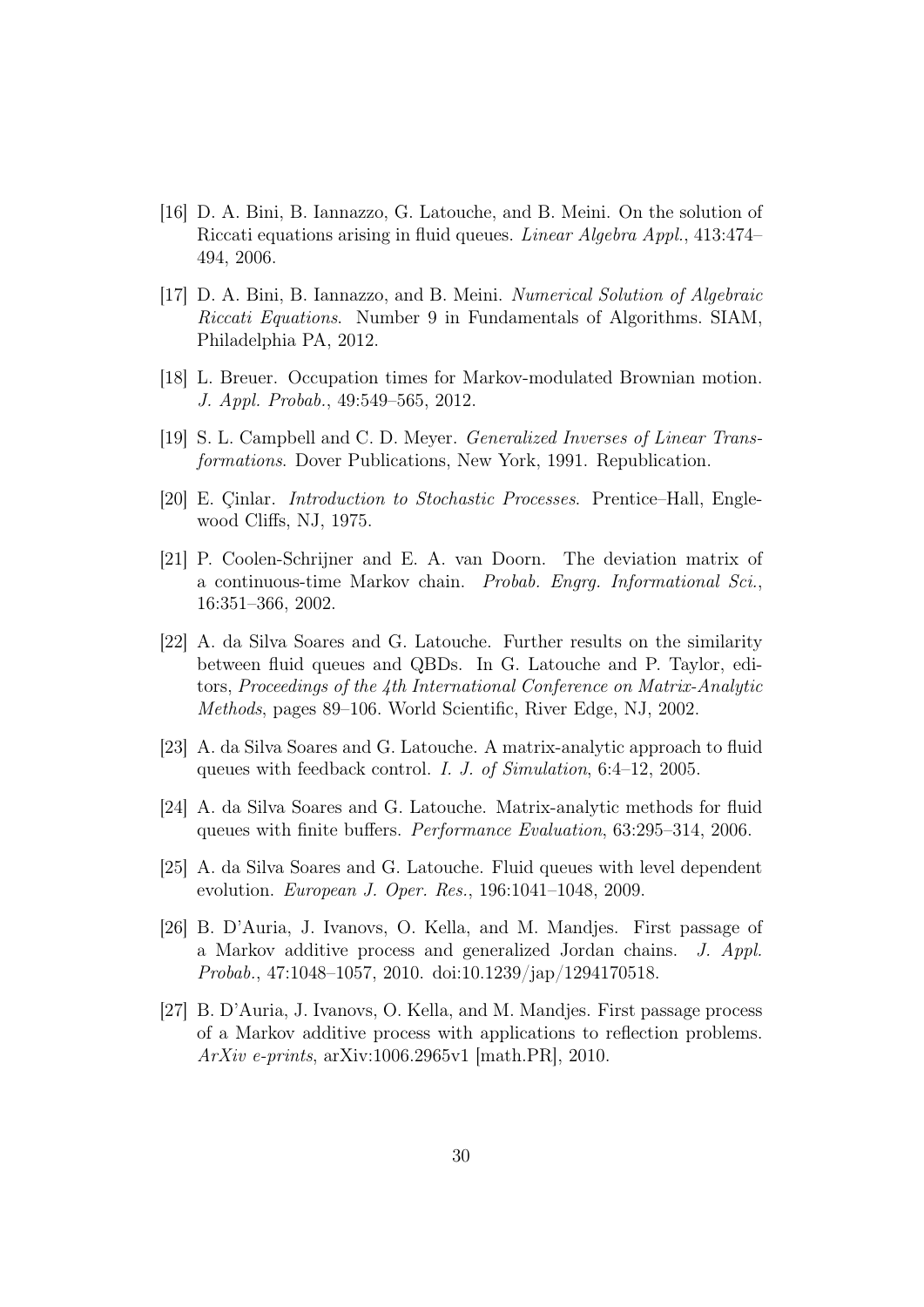- [16] D. A. Bini, B. Iannazzo, G. Latouche, and B. Meini. On the solution of Riccati equations arising in fluid queues. *Linear Algebra Appl.*, 413:474–494, 2006.

- [17] D. A. Bini, B. Iannazzo, and B. Meini. *Numerical Solution of Algebraic Riccati Equations*. Number 9 in Fundamentals of Algorithms. SIAM, Philadelphia PA, 2012.

- [18] L. Breuer. Occupation times for Markov-modulated Brownian motion. *J. Appl. Probab.*, 49:549–565, 2012.

- [19] S. L. Campbell and C. D. Meyer. *Generalized Inverses of Linear Transformations*. Dover Publications, New York, 1991. Republication.

- [20] E. Çinlar. *Introduction to Stochastic Processes*. Prentice–Hall, Englewood Cliffs, NJ, 1975.

- [21] P. Coolen-Schrijner and E. A. van Doorn. The deviation matrix of a continuous-time Markov chain. *Probab. Engrg. Informational Sci.*, 16:351–366, 2002.

- [22] A. da Silva Soares and G. Latouche. Further results on the similarity between fluid queues and QBDs. In G. Latouche and P. Taylor, editors, *Proceedings of the 4th International Conference on Matrix-Analytic Methods*, pages 89–106. World Scientific, River Edge, NJ, 2002.

- [23] A. da Silva Soares and G. Latouche. A matrix-analytic approach to fluid queues with feedback control. *I. J. of Simulation*, 6:4–12, 2005.

- [24] A. da Silva Soares and G. Latouche. Matrix-analytic methods for fluid queues with finite buffers. *Performance Evaluation*, 63:295–314, 2006.

- [25] A. da Silva Soares and G. Latouche. Fluid queues with level dependent evolution. *European J. Oper. Res.*, 196:1041–1048, 2009.

- [26] B. D'Auria, J. Ivanovs, O. Kella, and M. Mandjes. First passage of a Markov additive process and generalized Jordan chains. *J. Appl. Probab.*, 47:1048–1057, 2010. doi:10.1239/jap/1294170518.

- [27] B. D'Auria, J. Ivanovs, O. Kella, and M. Mandjes. First passage process of a Markov additive process with applications to reflection problems. *ArXiv e-prints*, arXiv:1006.2965v1 [math.PR], 2010.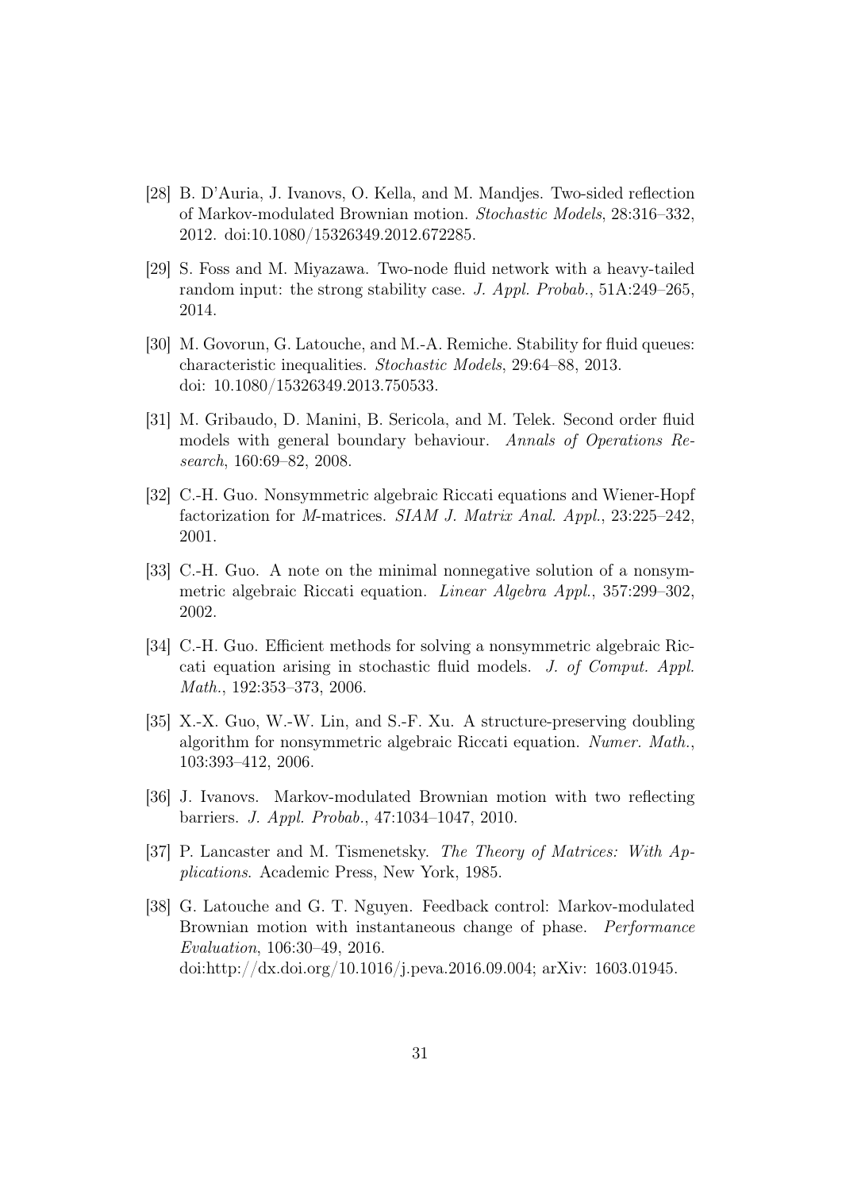[28] B. D'Auria, J. Ivanovs, O. Kella, and M. Mandjes. Two-sided reflection of Markov-modulated Brownian motion. *Stochastic Models*, 28:316–332, 2012. doi:10.1080/15326349.2012.672285.

[29] S. Foss and M. Miyazawa. Two-node fluid network with a heavy-tailed random input: the strong stability case. *J. Appl. Probab.*, 51A:249–265, 2014.

[30] M. Govorun, G. Latouche, and M.-A. Remiche. Stability for fluid queues: characteristic inequalities. *Stochastic Models*, 29:64–88, 2013. doi: 10.1080/15326349.2013.750533.

[31] M. Gribaudo, D. Manini, B. Sericola, and M. Telek. Second order fluid models with general boundary behaviour. *Annals of Operations Research*, 160:69–82, 2008.

[32] C.-H. Guo. Nonsymmetric algebraic Riccati equations and Wiener-Hopf factorization for *M*-matrices. *SIAM J. Matrix Anal. Appl.*, 23:225–242, 2001.

[33] C.-H. Guo. A note on the minimal nonnegative solution of a nonsymmetric algebraic Riccati equation. *Linear Algebra Appl.*, 357:299–302, 2002.

[34] C.-H. Guo. Efficient methods for solving a nonsymmetric algebraic Riccati equation arising in stochastic fluid models. *J. of Comput. Appl. Math.*, 192:353–373, 2006.

[35] X.-X. Guo, W.-W. Lin, and S.-F. Xu. A structure-preserving doubling algorithm for nonsymmetric algebraic Riccati equation. *Numer. Math.*, 103:393–412, 2006.

[36] J. Ivanovs. Markov-modulated Brownian motion with two reflecting barriers. *J. Appl. Probab.*, 47:1034–1047, 2010.

[37] P. Lancaster and M. Tismenetsky. *The Theory of Matrices: With Applications*. Academic Press, New York, 1985.

[38] G. Latouche and G. T. Nguyen. Feedback control: Markov-modulated Brownian motion with instantaneous change of phase. *Performance Evaluation*, 106:30–49, 2016. doi:http://dx.doi.org/10.1016/j.peva.2016.09.004; arXiv: 1603.01945.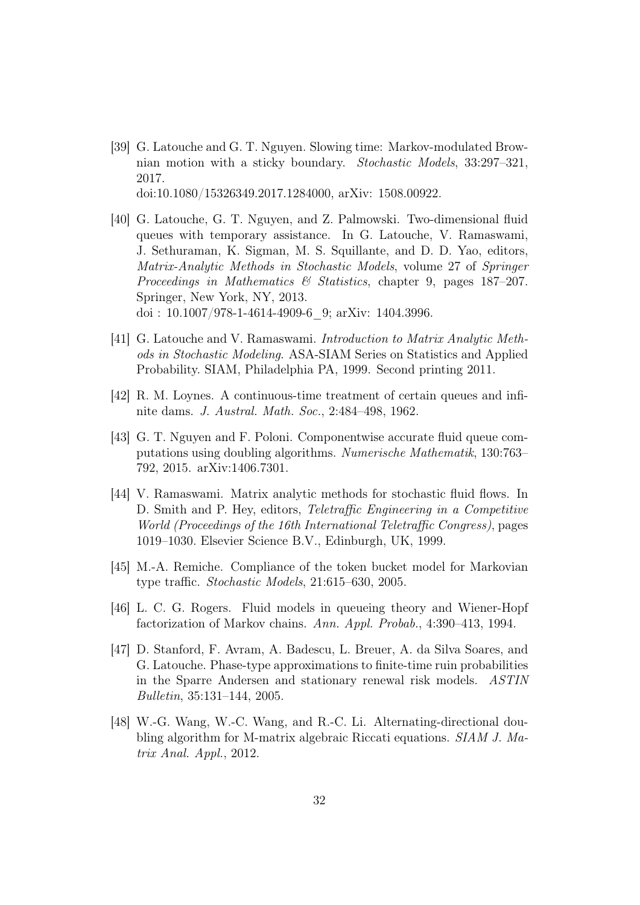[39] G. Latouche and G. T. Nguyen. Slowing time: Markov-modulated Brownian motion with a sticky boundary. *Stochastic Models*, 33:297–321, 2017.
doi:10.1080/15326349.2017.1284000, arXiv: 1508.00922.

[40] G. Latouche, G. T. Nguyen, and Z. Palmowski. Two-dimensional fluid queues with temporary assistance. In G. Latouche, V. Ramaswami, J. Sethuraman, K. Sigman, M. S. Squillante, and D. D. Yao, editors, *Matrix-Analytic Methods in Stochastic Models*, volume 27 of *Springer Proceedings in Mathematics & Statistics*, chapter 9, pages 187–207. Springer, New York, NY, 2013.
doi : 10.1007/978-1-4614-4909-6_9; arXiv: 1404.3996.

[41] G. Latouche and V. Ramaswami. *Introduction to Matrix Analytic Methods in Stochastic Modeling*. ASA-SIAM Series on Statistics and Applied Probability. SIAM, Philadelphia PA, 1999. Second printing 2011.

[42] R. M. Loynes. A continuous-time treatment of certain queues and infinite dams. *J. Austral. Math. Soc.*, 2:484–498, 1962.

[43] G. T. Nguyen and F. Poloni. Componentwise accurate fluid queue computations using doubling algorithms. *Numerische Mathematik*, 130:763–792, 2015. arXiv:1406.7301.

[44] V. Ramaswami. Matrix analytic methods for stochastic fluid flows. In D. Smith and P. Hey, editors, *Teletraffic Engineering in a Competitive World (Proceedings of the 16th International Teletraffic Congress)*, pages 1019–1030. Elsevier Science B.V., Edinburgh, UK, 1999.

[45] M.-A. Remiche. Compliance of the token bucket model for Markovian type traffic. *Stochastic Models*, 21:615–630, 2005.

[46] L. C. G. Rogers. Fluid models in queueing theory and Wiener-Hopf factorization of Markov chains. *Ann. Appl. Probab.*, 4:390–413, 1994.

[47] D. Stanford, F. Avram, A. Badescu, L. Breuer, A. da Silva Soares, and G. Latouche. Phase-type approximations to finite-time ruin probabilities in the Sparre Andersen and stationary renewal risk models. *ASTIN Bulletin*, 35:131–144, 2005.

[48] W.-G. Wang, W.-C. Wang, and R.-C. Li. Alternating-directional doubling algorithm for M-matrix algebraic Riccati equations. *SIAM J. Matrix Anal. Appl.*, 2012.